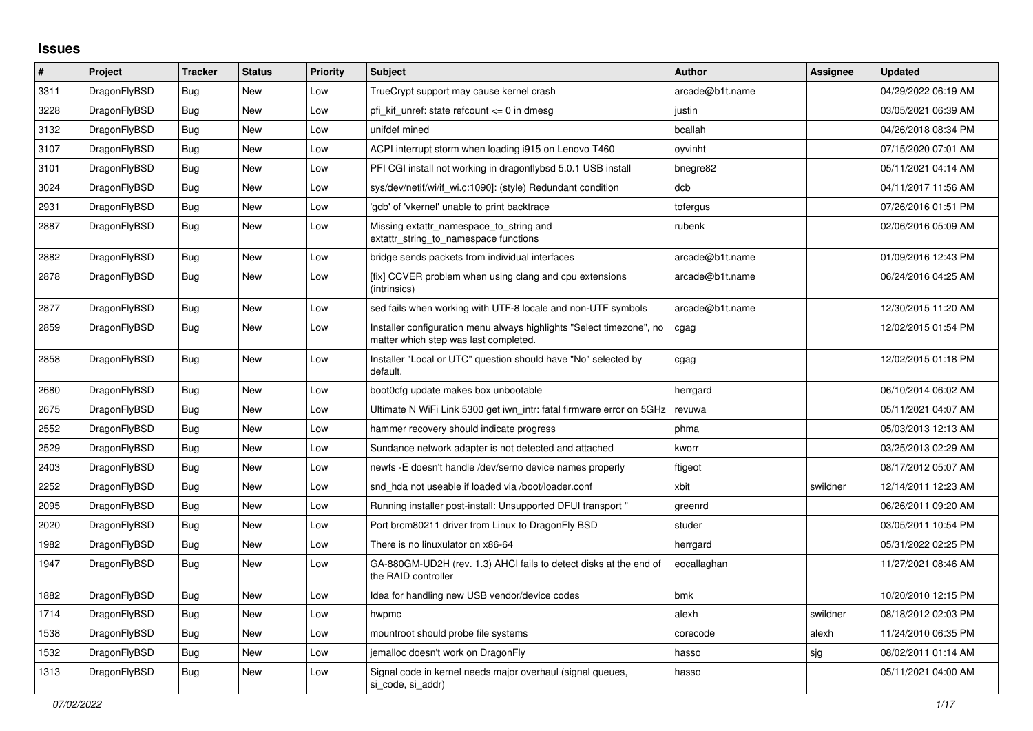# Issues

| # | Project | Tracker | Status | Priority | Subject | Author | Assignee | Updated |
|---|---|---|---|---|---|---|---|---|
| 3311 | DragonFlyBSD | Bug | New | Low | TrueCrypt support may cause kernel crash | arcade@b1t.name | | 04/29/2022 06:19 AM |
| 3228 | DragonFlyBSD | Bug | New | Low | pfi_kif_unref: state refcount <= 0 in dmesg | justin | | 03/05/2021 06:39 AM |
| 3132 | DragonFlyBSD | Bug | New | Low | unifdef mined | bcallah | | 04/26/2018 08:34 PM |
| 3107 | DragonFlyBSD | Bug | New | Low | ACPI interrupt storm when loading i915 on Lenovo T460 | oyvinht | | 07/15/2020 07:01 AM |
| 3101 | DragonFlyBSD | Bug | New | Low | PFI CGI install not working in dragonflybsd 5.0.1 USB install | bnegre82 | | 05/11/2021 04:14 AM |
| 3024 | DragonFlyBSD | Bug | New | Low | sys/dev/netif/wi/if_wi.c:1090]: (style) Redundant condition | dcb | | 04/11/2017 11:56 AM |
| 2931 | DragonFlyBSD | Bug | New | Low | 'gdb' of 'vkernel' unable to print backtrace | tofergus | | 07/26/2016 01:51 PM |
| 2887 | DragonFlyBSD | Bug | New | Low | Missing extattr_namespace_to_string and extattr_string_to_namespace functions | rubenk | | 02/06/2016 05:09 AM |
| 2882 | DragonFlyBSD | Bug | New | Low | bridge sends packets from individual interfaces | arcade@b1t.name | | 01/09/2016 12:43 PM |
| 2878 | DragonFlyBSD | Bug | New | Low | [fix] CCVER problem when using clang and cpu extensions (intrinsics) | arcade@b1t.name | | 06/24/2016 04:25 AM |
| 2877 | DragonFlyBSD | Bug | New | Low | sed fails when working with UTF-8 locale and non-UTF symbols | arcade@b1t.name | | 12/30/2015 11:20 AM |
| 2859 | DragonFlyBSD | Bug | New | Low | Installer configuration menu always highlights "Select timezone", no matter which step was last completed. | cgag | | 12/02/2015 01:54 PM |
| 2858 | DragonFlyBSD | Bug | New | Low | Installer "Local or UTC" question should have "No" selected by default. | cgag | | 12/02/2015 01:18 PM |
| 2680 | DragonFlyBSD | Bug | New | Low | boot0cfg update makes box unbootable | herrgard | | 06/10/2014 06:02 AM |
| 2675 | DragonFlyBSD | Bug | New | Low | Ultimate N WiFi Link 5300 get iwn_intr: fatal firmware error on 5GHz | revuwa | | 05/11/2021 04:07 AM |
| 2552 | DragonFlyBSD | Bug | New | Low | hammer recovery should indicate progress | phma | | 05/03/2013 12:13 AM |
| 2529 | DragonFlyBSD | Bug | New | Low | Sundance network adapter is not detected and attached | kworr | | 03/25/2013 02:29 AM |
| 2403 | DragonFlyBSD | Bug | New | Low | newfs -E doesn't handle /dev/serno device names properly | ftigeot | | 08/17/2012 05:07 AM |
| 2252 | DragonFlyBSD | Bug | New | Low | snd_hda not useable if loaded via /boot/loader.conf | xbit | swildner | 12/14/2011 12:23 AM |
| 2095 | DragonFlyBSD | Bug | New | Low | Running installer post-install: Unsupported DFUI transport " | greenrd | | 06/26/2011 09:20 AM |
| 2020 | DragonFlyBSD | Bug | New | Low | Port brcm80211 driver from Linux to DragonFly BSD | studer | | 03/05/2011 10:54 PM |
| 1982 | DragonFlyBSD | Bug | New | Low | There is no linuxulator on x86-64 | herrgard | | 05/31/2022 02:25 PM |
| 1947 | DragonFlyBSD | Bug | New | Low | GA-880GM-UD2H (rev. 1.3) AHCI fails to detect disks at the end of the RAID controller | eocallaghan | | 11/27/2021 08:46 AM |
| 1882 | DragonFlyBSD | Bug | New | Low | Idea for handling new USB vendor/device codes | bmk | | 10/20/2010 12:15 PM |
| 1714 | DragonFlyBSD | Bug | New | Low | hwpmc | alexh | swildner | 08/18/2012 02:03 PM |
| 1538 | DragonFlyBSD | Bug | New | Low | mountroot should probe file systems | corecode | alexh | 11/24/2010 06:35 PM |
| 1532 | DragonFlyBSD | Bug | New | Low | jemalloc doesn't work on DragonFly | hasso | sjg | 08/02/2011 01:14 AM |
| 1313 | DragonFlyBSD | Bug | New | Low | Signal code in kernel needs major overhaul (signal queues, si_code, si_addr) | hasso | | 05/11/2021 04:00 AM |

*07/02/2022*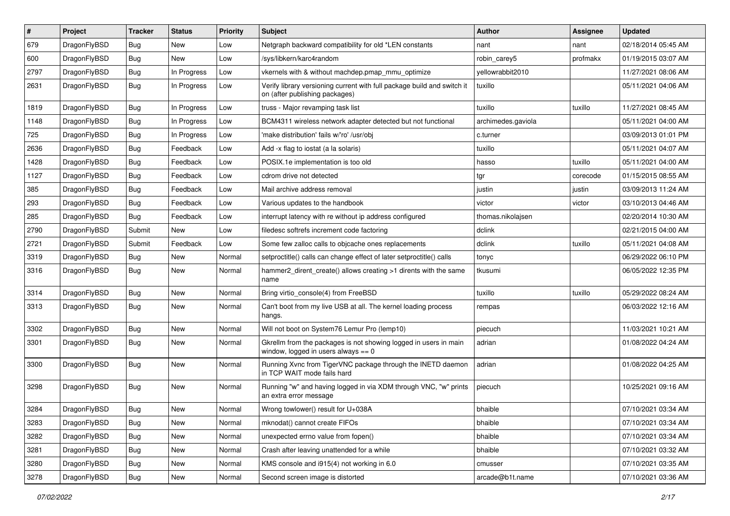| # | Project | Tracker | Status | Priority | Subject | Author | Assignee | Updated |
| --- | --- | --- | --- | --- | --- | --- | --- | --- |
| 679 | DragonFlyBSD | Bug | New | Low | Netgraph backward compatibility for old *LEN constants | nant | nant | 02/18/2014 05:45 AM |
| 600 | DragonFlyBSD | Bug | New | Low | /sys/libkern/karc4random | robin_carey5 | profmakx | 01/19/2015 03:07 AM |
| 2797 | DragonFlyBSD | Bug | In Progress | Low | vkernels with & without machdep.pmap_mmu_optimize | yellowrabbit2010 | | 11/27/2021 08:06 AM |
| 2631 | DragonFlyBSD | Bug | In Progress | Low | Verify library versioning current with full package build and switch it on (after publishing packages) | tuxillo | | 05/11/2021 04:06 AM |
| 1819 | DragonFlyBSD | Bug | In Progress | Low | truss - Major revamping task list | tuxillo | tuxillo | 11/27/2021 08:45 AM |
| 1148 | DragonFlyBSD | Bug | In Progress | Low | BCM4311 wireless network adapter detected but not functional | archimedes.gaviola | | 05/11/2021 04:00 AM |
| 725 | DragonFlyBSD | Bug | In Progress | Low | 'make distribution' fails w/'ro' /usr/obj | c.turner | | 03/09/2013 01:01 PM |
| 2636 | DragonFlyBSD | Bug | Feedback | Low | Add -x flag to iostat (a la solaris) | tuxillo | | 05/11/2021 04:07 AM |
| 1428 | DragonFlyBSD | Bug | Feedback | Low | POSIX.1e implementation is too old | hasso | tuxillo | 05/11/2021 04:00 AM |
| 1127 | DragonFlyBSD | Bug | Feedback | Low | cdrom drive not detected | tgr | corecode | 01/15/2015 08:55 AM |
| 385 | DragonFlyBSD | Bug | Feedback | Low | Mail archive address removal | justin | justin | 03/09/2013 11:24 AM |
| 293 | DragonFlyBSD | Bug | Feedback | Low | Various updates to the handbook | victor | victor | 03/10/2013 04:46 AM |
| 285 | DragonFlyBSD | Bug | Feedback | Low | interrupt latency with re without ip address configured | thomas.nikolajsen | | 02/20/2014 10:30 AM |
| 2790 | DragonFlyBSD | Submit | New | Low | filedesc softrefs increment code factoring | dclink | | 02/21/2015 04:00 AM |
| 2721 | DragonFlyBSD | Submit | Feedback | Low | Some few zalloc calls to objcache ones replacements | dclink | tuxillo | 05/11/2021 04:08 AM |
| 3319 | DragonFlyBSD | Bug | New | Normal | setproctitle() calls can change effect of later setproctitle() calls | tonyc | | 06/29/2022 06:10 PM |
| 3316 | DragonFlyBSD | Bug | New | Normal | hammer2_dirent_create() allows creating >1 dirents with the same name | tkusumi | | 06/05/2022 12:35 PM |
| 3314 | DragonFlyBSD | Bug | New | Normal | Bring virtio_console(4) from FreeBSD | tuxillo | tuxillo | 05/29/2022 08:24 AM |
| 3313 | DragonFlyBSD | Bug | New | Normal | Can't boot from my live USB at all. The kernel loading process hangs. | rempas | | 06/03/2022 12:16 AM |
| 3302 | DragonFlyBSD | Bug | New | Normal | Will not boot on System76 Lemur Pro (lemp10) | piecuch | | 11/03/2021 10:21 AM |
| 3301 | DragonFlyBSD | Bug | New | Normal | Gkrellm from the packages is not showing logged in users in main window, logged in users always == 0 | adrian | | 01/08/2022 04:24 AM |
| 3300 | DragonFlyBSD | Bug | New | Normal | Running Xvnc from TigerVNC package through the INETD daemon in TCP WAIT mode fails hard | adrian | | 01/08/2022 04:25 AM |
| 3298 | DragonFlyBSD | Bug | New | Normal | Running "w" and having logged in via XDM through VNC, "w" prints an extra error message | piecuch | | 10/25/2021 09:16 AM |
| 3284 | DragonFlyBSD | Bug | New | Normal | Wrong towlower() result for U+038A | bhaible | | 07/10/2021 03:34 AM |
| 3283 | DragonFlyBSD | Bug | New | Normal | mknodat() cannot create FIFOs | bhaible | | 07/10/2021 03:34 AM |
| 3282 | DragonFlyBSD | Bug | New | Normal | unexpected errno value from fopen() | bhaible | | 07/10/2021 03:34 AM |
| 3281 | DragonFlyBSD | Bug | New | Normal | Crash after leaving unattended for a while | bhaible | | 07/10/2021 03:32 AM |
| 3280 | DragonFlyBSD | Bug | New | Normal | KMS console and i915(4) not working in 6.0 | cmusser | | 07/10/2021 03:35 AM |
| 3278 | DragonFlyBSD | Bug | New | Normal | Second screen image is distorted | arcade@b1t.name | | 07/10/2021 03:36 AM |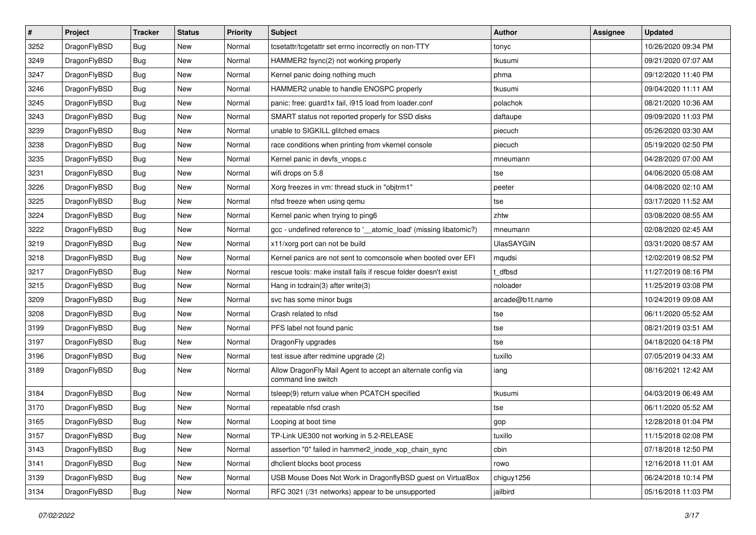| # | Project | Tracker | Status | Priority | Subject | Author | Assignee | Updated |
|---|---|---|---|---|---|---|---|---|
| 3252 | DragonFlyBSD | Bug | New | Normal | tcsetattr/tcgetattr set errno incorrectly on non-TTY | tonyc | | 10/26/2020 09:34 PM |
| 3249 | DragonFlyBSD | Bug | New | Normal | HAMMER2 fsync(2) not working properly | tkusumi | | 09/21/2020 07:07 AM |
| 3247 | DragonFlyBSD | Bug | New | Normal | Kernel panic doing nothing much | phma | | 09/12/2020 11:40 PM |
| 3246 | DragonFlyBSD | Bug | New | Normal | HAMMER2 unable to handle ENOSPC properly | tkusumi | | 09/04/2020 11:11 AM |
| 3245 | DragonFlyBSD | Bug | New | Normal | panic: free: guard1x fail, i915 load from loader.conf | polachok | | 08/21/2020 10:36 AM |
| 3243 | DragonFlyBSD | Bug | New | Normal | SMART status not reported properly for SSD disks | daftaupe | | 09/09/2020 11:03 PM |
| 3239 | DragonFlyBSD | Bug | New | Normal | unable to SIGKILL glitched emacs | piecuch | | 05/26/2020 03:30 AM |
| 3238 | DragonFlyBSD | Bug | New | Normal | race conditions when printing from vkernel console | piecuch | | 05/19/2020 02:50 PM |
| 3235 | DragonFlyBSD | Bug | New | Normal | Kernel panic in devfs_vnops.c | mneumann | | 04/28/2020 07:00 AM |
| 3231 | DragonFlyBSD | Bug | New | Normal | wifi drops on 5.8 | tse | | 04/06/2020 05:08 AM |
| 3226 | DragonFlyBSD | Bug | New | Normal | Xorg freezes in vm: thread stuck in "objtrm1" | peeter | | 04/08/2020 02:10 AM |
| 3225 | DragonFlyBSD | Bug | New | Normal | nfsd freeze when using qemu | tse | | 03/17/2020 11:52 AM |
| 3224 | DragonFlyBSD | Bug | New | Normal | Kernel panic when trying to ping6 | zhtw | | 03/08/2020 08:55 AM |
| 3222 | DragonFlyBSD | Bug | New | Normal | gcc - undefined reference to '__atomic_load' (missing libatomic?) | mneumann | | 02/08/2020 02:45 AM |
| 3219 | DragonFlyBSD | Bug | New | Normal | x11/xorg port can not be build | UlasSAYGIN | | 03/31/2020 08:57 AM |
| 3218 | DragonFlyBSD | Bug | New | Normal | Kernel panics are not sent to comconsole when booted over EFI | mqudsi | | 12/02/2019 08:52 PM |
| 3217 | DragonFlyBSD | Bug | New | Normal | rescue tools: make install fails if rescue folder doesn't exist | t_dfbsd | | 11/27/2019 08:16 PM |
| 3215 | DragonFlyBSD | Bug | New | Normal | Hang in tcdrain(3) after write(3) | noloader | | 11/25/2019 03:08 PM |
| 3209 | DragonFlyBSD | Bug | New | Normal | svc has some minor bugs | arcade@b1t.name | | 10/24/2019 09:08 AM |
| 3208 | DragonFlyBSD | Bug | New | Normal | Crash related to nfsd | tse | | 06/11/2020 05:52 AM |
| 3199 | DragonFlyBSD | Bug | New | Normal | PFS label not found panic | tse | | 08/21/2019 03:51 AM |
| 3197 | DragonFlyBSD | Bug | New | Normal | DragonFly upgrades | tse | | 04/18/2020 04:18 PM |
| 3196 | DragonFlyBSD | Bug | New | Normal | test issue after redmine upgrade (2) | tuxillo | | 07/05/2019 04:33 AM |
| 3189 | DragonFlyBSD | Bug | New | Normal | Allow DragonFly Mail Agent to accept an alternate config via command line switch | iang | | 08/16/2021 12:42 AM |
| 3184 | DragonFlyBSD | Bug | New | Normal | tsleep(9) return value when PCATCH specified | tkusumi | | 04/03/2019 06:49 AM |
| 3170 | DragonFlyBSD | Bug | New | Normal | repeatable nfsd crash | tse | | 06/11/2020 05:52 AM |
| 3165 | DragonFlyBSD | Bug | New | Normal | Looping at boot time | gop | | 12/28/2018 01:04 PM |
| 3157 | DragonFlyBSD | Bug | New | Normal | TP-Link UE300 not working in 5.2-RELEASE | tuxillo | | 11/15/2018 02:08 PM |
| 3143 | DragonFlyBSD | Bug | New | Normal | assertion "0" failed in hammer2_inode_xop_chain_sync | cbin | | 07/18/2018 12:50 PM |
| 3141 | DragonFlyBSD | Bug | New | Normal | dhclient blocks boot process | rowo | | 12/16/2018 11:01 AM |
| 3139 | DragonFlyBSD | Bug | New | Normal | USB Mouse Does Not Work in DragonflyBSD guest on VirtualBox | chiguy1256 | | 06/24/2018 10:14 PM |
| 3134 | DragonFlyBSD | Bug | New | Normal | RFC 3021 (/31 networks) appear to be unsupported | jailbird | | 05/16/2018 11:03 PM |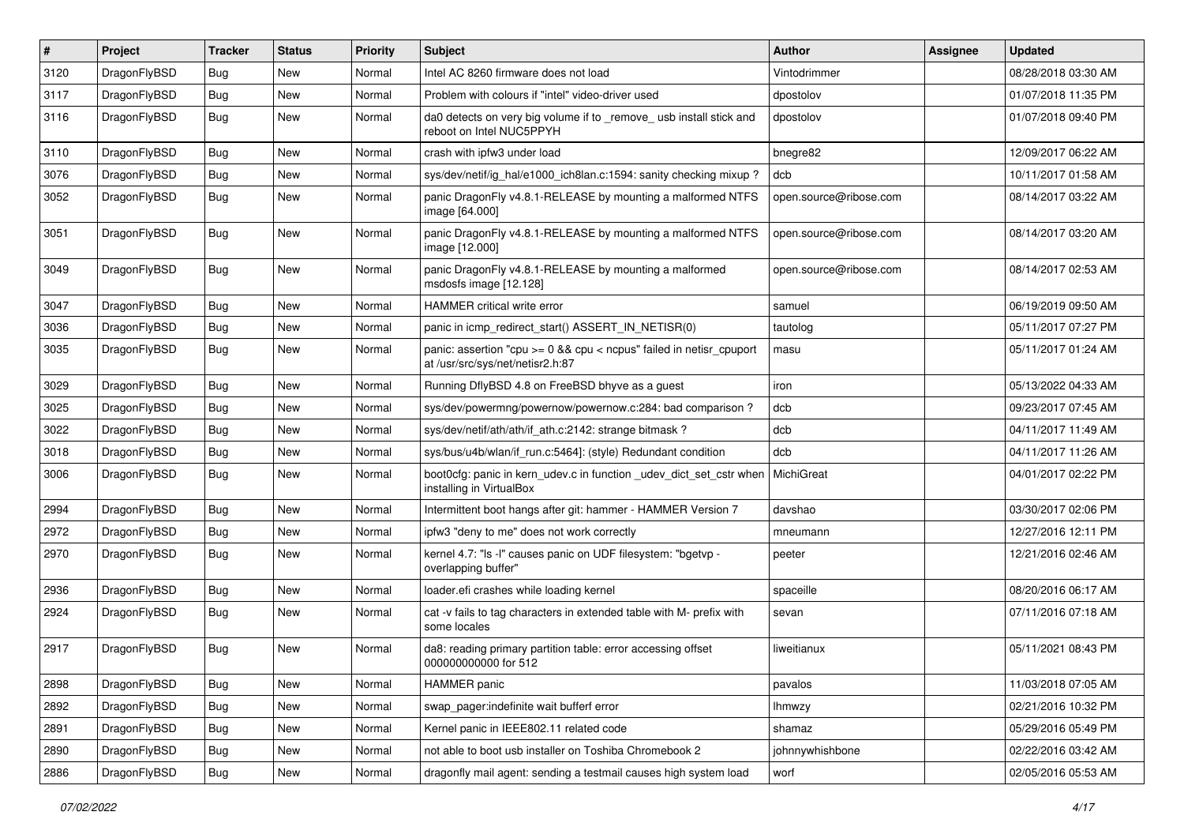| # | Project | Tracker | Status | Priority | Subject | Author | Assignee | Updated |
|---|---|---|---|---|---|---|---|---|
| 3120 | DragonFlyBSD | Bug | New | Normal | Intel AC 8260 firmware does not load | Vintodrimmer | | 08/28/2018 03:30 AM |
| 3117 | DragonFlyBSD | Bug | New | Normal | Problem with colours if "intel" video-driver used | dpostolov | | 01/07/2018 11:35 PM |
| 3116 | DragonFlyBSD | Bug | New | Normal | da0 detects on very big volume if to _remove_ usb install stick and reboot on Intel NUC5PPYH | dpostolov | | 01/07/2018 09:40 PM |
| 3110 | DragonFlyBSD | Bug | New | Normal | crash with ipfw3 under load | bnegre82 | | 12/09/2017 06:22 AM |
| 3076 | DragonFlyBSD | Bug | New | Normal | sys/dev/netif/ig_hal/e1000_ich8lan.c:1594: sanity checking mixup ? | dcb | | 10/11/2017 01:58 AM |
| 3052 | DragonFlyBSD | Bug | New | Normal | panic DragonFly v4.8.1-RELEASE by mounting a malformed NTFS image [64.000] | open.source@ribose.com | | 08/14/2017 03:22 AM |
| 3051 | DragonFlyBSD | Bug | New | Normal | panic DragonFly v4.8.1-RELEASE by mounting a malformed NTFS image [12.000] | open.source@ribose.com | | 08/14/2017 03:20 AM |
| 3049 | DragonFlyBSD | Bug | New | Normal | panic DragonFly v4.8.1-RELEASE by mounting a malformed msdosfs image [12.128] | open.source@ribose.com | | 08/14/2017 02:53 AM |
| 3047 | DragonFlyBSD | Bug | New | Normal | HAMMER critical write error | samuel | | 06/19/2019 09:50 AM |
| 3036 | DragonFlyBSD | Bug | New | Normal | panic in icmp_redirect_start() ASSERT_IN_NETISR(0) | tautolog | | 05/11/2017 07:27 PM |
| 3035 | DragonFlyBSD | Bug | New | Normal | panic: assertion "cpu >= 0 && cpu < ncpus" failed in netisr_cpuport at /usr/src/sys/net/netisr2.h:87 | masu | | 05/11/2017 01:24 AM |
| 3029 | DragonFlyBSD | Bug | New | Normal | Running DflyBSD 4.8 on FreeBSD bhyve as a guest | iron | | 05/13/2022 04:33 AM |
| 3025 | DragonFlyBSD | Bug | New | Normal | sys/dev/powermng/powernow/powernow.c:284: bad comparison ? | dcb | | 09/23/2017 07:45 AM |
| 3022 | DragonFlyBSD | Bug | New | Normal | sys/dev/netif/ath/ath/if_ath.c:2142: strange bitmask ? | dcb | | 04/11/2017 11:49 AM |
| 3018 | DragonFlyBSD | Bug | New | Normal | sys/bus/u4b/wlan/if_run.c:5464]: (style) Redundant condition | dcb | | 04/11/2017 11:26 AM |
| 3006 | DragonFlyBSD | Bug | New | Normal | boot0cfg: panic in kern_udev.c in function _udev_dict_set_cstr when installing in VirtualBox | MichiGreat | | 04/01/2017 02:22 PM |
| 2994 | DragonFlyBSD | Bug | New | Normal | Intermittent boot hangs after git: hammer - HAMMER Version 7 | davshao | | 03/30/2017 02:06 PM |
| 2972 | DragonFlyBSD | Bug | New | Normal | ipfw3 "deny to me" does not work correctly | mneumann | | 12/27/2016 12:11 PM |
| 2970 | DragonFlyBSD | Bug | New | Normal | kernel 4.7: "ls -l" causes panic on UDF filesystem: "bgetvp - overlapping buffer" | peeter | | 12/21/2016 02:46 AM |
| 2936 | DragonFlyBSD | Bug | New | Normal | loader.efi crashes while loading kernel | spaceille | | 08/20/2016 06:17 AM |
| 2924 | DragonFlyBSD | Bug | New | Normal | cat -v fails to tag characters in extended table with M- prefix with some locales | sevan | | 07/11/2016 07:18 AM |
| 2917 | DragonFlyBSD | Bug | New | Normal | da8: reading primary partition table: error accessing offset 000000000000 for 512 | liweitianux | | 05/11/2021 08:43 PM |
| 2898 | DragonFlyBSD | Bug | New | Normal | HAMMER panic | pavalos | | 11/03/2018 07:05 AM |
| 2892 | DragonFlyBSD | Bug | New | Normal | swap_pager:indefinite wait bufferf error | lhmwzy | | 02/21/2016 10:32 PM |
| 2891 | DragonFlyBSD | Bug | New | Normal | Kernel panic in IEEE802.11 related code | shamaz | | 05/29/2016 05:49 PM |
| 2890 | DragonFlyBSD | Bug | New | Normal | not able to boot usb installer on Toshiba Chromebook 2 | johnnywhishbone | | 02/22/2016 03:42 AM |
| 2886 | DragonFlyBSD | Bug | New | Normal | dragonfly mail agent: sending a testmail causes high system load | worf | | 02/05/2016 05:53 AM |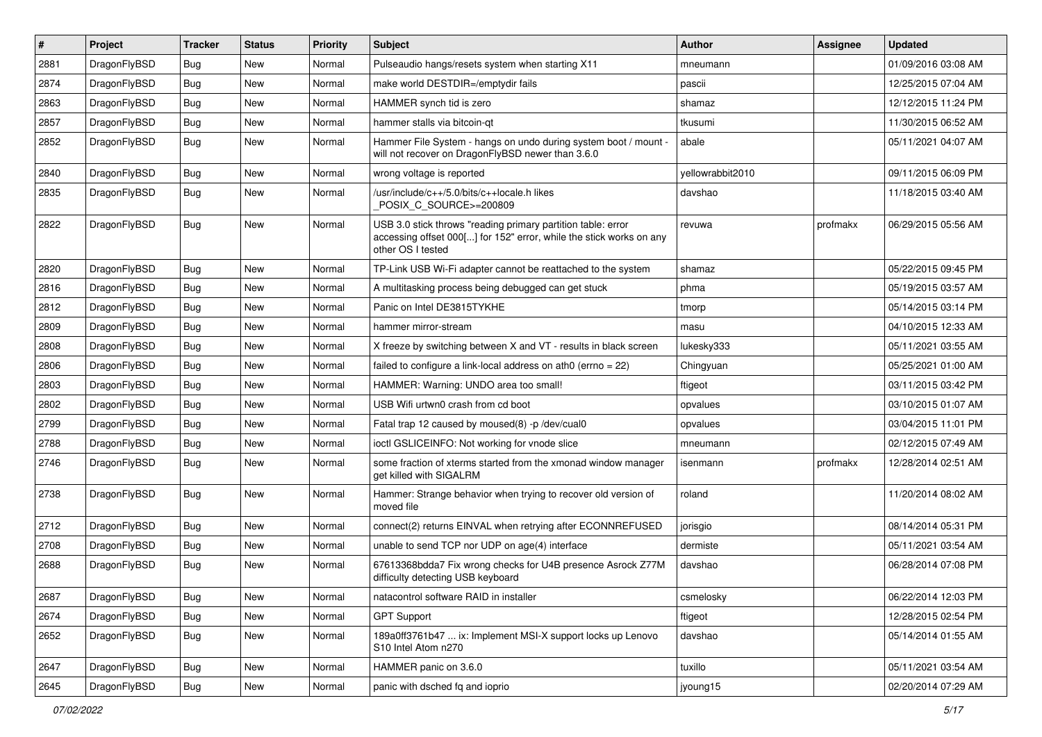| # | Project | Tracker | Status | Priority | Subject | Author | Assignee | Updated |
|---|---|---|---|---|---|---|---|---|
| 2881 | DragonFlyBSD | Bug | New | Normal | Pulseaudio hangs/resets system when starting X11 | mneumann | | 01/09/2016 03:08 AM |
| 2874 | DragonFlyBSD | Bug | New | Normal | make world DESTDIR=/emptydir fails | pascii | | 12/25/2015 07:04 AM |
| 2863 | DragonFlyBSD | Bug | New | Normal | HAMMER synch tid is zero | shamaz | | 12/12/2015 11:24 PM |
| 2857 | DragonFlyBSD | Bug | New | Normal | hammer stalls via bitcoin-qt | tkusumi | | 11/30/2015 06:52 AM |
| 2852 | DragonFlyBSD | Bug | New | Normal | Hammer File System - hangs on undo during system boot / mount - will not recover on DragonFlyBSD newer than 3.6.0 | abale | | 05/11/2021 04:07 AM |
| 2840 | DragonFlyBSD | Bug | New | Normal | wrong voltage is reported | yellowrabbit2010 | | 09/11/2015 06:09 PM |
| 2835 | DragonFlyBSD | Bug | New | Normal | /usr/include/c++/5.0/bits/c++locale.h likes _POSIX_C_SOURCE>=200809 | davshao | | 11/18/2015 03:40 AM |
| 2822 | DragonFlyBSD | Bug | New | Normal | USB 3.0 stick throws "reading primary partition table: error accessing offset 000[...] for 152" error, while the stick works on any other OS I tested | revuwa | profmakx | 06/29/2015 05:56 AM |
| 2820 | DragonFlyBSD | Bug | New | Normal | TP-Link USB Wi-Fi adapter cannot be reattached to the system | shamaz | | 05/22/2015 09:45 PM |
| 2816 | DragonFlyBSD | Bug | New | Normal | A multitasking process being debugged can get stuck | phma | | 05/19/2015 03:57 AM |
| 2812 | DragonFlyBSD | Bug | New | Normal | Panic on Intel DE3815TYKHE | tmorp | | 05/14/2015 03:14 PM |
| 2809 | DragonFlyBSD | Bug | New | Normal | hammer mirror-stream | masu | | 04/10/2015 12:33 AM |
| 2808 | DragonFlyBSD | Bug | New | Normal | X freeze by switching between X and VT - results in black screen | lukesky333 | | 05/11/2021 03:55 AM |
| 2806 | DragonFlyBSD | Bug | New | Normal | failed to configure a link-local address on ath0 (errno = 22) | Chingyuan | | 05/25/2021 01:00 AM |
| 2803 | DragonFlyBSD | Bug | New | Normal | HAMMER: Warning: UNDO area too small! | ftigeot | | 03/11/2015 03:42 PM |
| 2802 | DragonFlyBSD | Bug | New | Normal | USB Wifi urtwn0 crash from cd boot | opvalues | | 03/10/2015 01:07 AM |
| 2799 | DragonFlyBSD | Bug | New | Normal | Fatal trap 12 caused by moused(8) -p /dev/cual0 | opvalues | | 03/04/2015 11:01 PM |
| 2788 | DragonFlyBSD | Bug | New | Normal | ioctl GSLICEINFO: Not working for vnode slice | mneumann | | 02/12/2015 07:49 AM |
| 2746 | DragonFlyBSD | Bug | New | Normal | some fraction of xterms started from the xmonad window manager get killed with SIGALRM | isenmann | profmakx | 12/28/2014 02:51 AM |
| 2738 | DragonFlyBSD | Bug | New | Normal | Hammer: Strange behavior when trying to recover old version of moved file | roland | | 11/20/2014 08:02 AM |
| 2712 | DragonFlyBSD | Bug | New | Normal | connect(2) returns EINVAL when retrying after ECONNREFUSED | jorisgio | | 08/14/2014 05:31 PM |
| 2708 | DragonFlyBSD | Bug | New | Normal | unable to send TCP nor UDP on age(4) interface | dermiste | | 05/11/2021 03:54 AM |
| 2688 | DragonFlyBSD | Bug | New | Normal | 67613368bdda7 Fix wrong checks for U4B presence Asrock Z77M difficulty detecting USB keyboard | davshao | | 06/28/2014 07:08 PM |
| 2687 | DragonFlyBSD | Bug | New | Normal | natacontrol software RAID in installer | csmelosky | | 06/22/2014 12:03 PM |
| 2674 | DragonFlyBSD | Bug | New | Normal | GPT Support | ftigeot | | 12/28/2015 02:54 PM |
| 2652 | DragonFlyBSD | Bug | New | Normal | 189a0ff3761b47 ... ix: Implement MSI-X support locks up Lenovo S10 Intel Atom n270 | davshao | | 05/14/2014 01:55 AM |
| 2647 | DragonFlyBSD | Bug | New | Normal | HAMMER panic on 3.6.0 | tuxillo | | 05/11/2021 03:54 AM |
| 2645 | DragonFlyBSD | Bug | New | Normal | panic with dsched fq and ioprio | jyoung15 | | 02/20/2014 07:29 AM |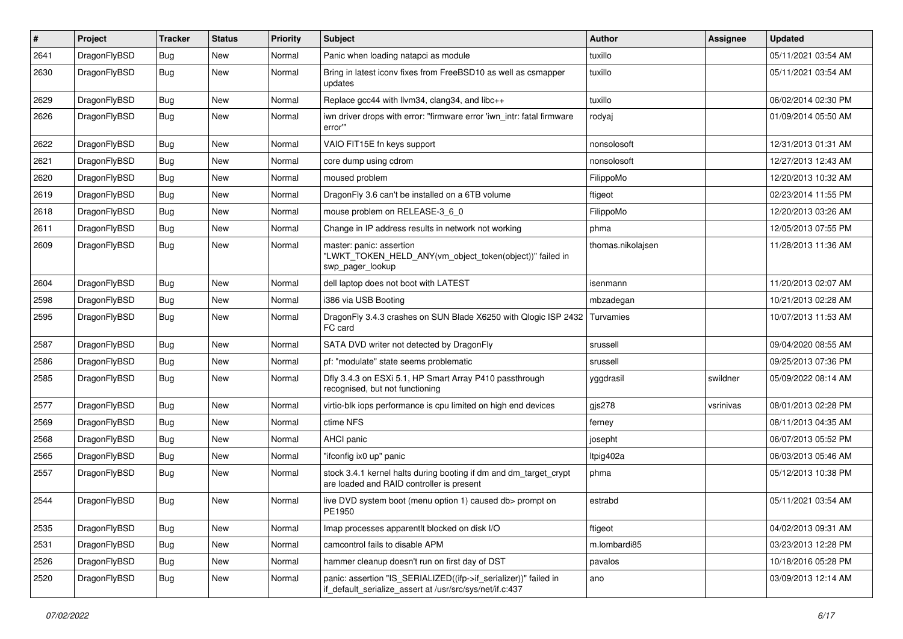| # | Project | Tracker | Status | Priority | Subject | Author | Assignee | Updated |
|---|---|---|---|---|---|---|---|---|
| 2641 | DragonFlyBSD | Bug | New | Normal | Panic when loading natapci as module | tuxillo | | 05/11/2021 03:54 AM |
| 2630 | DragonFlyBSD | Bug | New | Normal | Bring in latest iconv fixes from FreeBSD10 as well as csmapper updates | tuxillo | | 05/11/2021 03:54 AM |
| 2629 | DragonFlyBSD | Bug | New | Normal | Replace gcc44 with llvm34, clang34, and libc++ | tuxillo | | 06/02/2014 02:30 PM |
| 2626 | DragonFlyBSD | Bug | New | Normal | iwn driver drops with error: "firmware error 'iwn_intr: fatal firmware error'" | rodyaj | | 01/09/2014 05:50 AM |
| 2622 | DragonFlyBSD | Bug | New | Normal | VAIO FIT15E fn keys support | nonsolosoft | | 12/31/2013 01:31 AM |
| 2621 | DragonFlyBSD | Bug | New | Normal | core dump using cdrom | nonsolosoft | | 12/27/2013 12:43 AM |
| 2620 | DragonFlyBSD | Bug | New | Normal | moused problem | FilippoMo | | 12/20/2013 10:32 AM |
| 2619 | DragonFlyBSD | Bug | New | Normal | DragonFly 3.6 can't be installed on a 6TB volume | ftigeot | | 02/23/2014 11:55 PM |
| 2618 | DragonFlyBSD | Bug | New | Normal | mouse problem on RELEASE-3_6_0 | FilippoMo | | 12/20/2013 03:26 AM |
| 2611 | DragonFlyBSD | Bug | New | Normal | Change in IP address results in network not working | phma | | 12/05/2013 07:55 PM |
| 2609 | DragonFlyBSD | Bug | New | Normal | master: panic: assertion "LWKT_TOKEN_HELD_ANY(vm_object_token(object))" failed in swp_pager_lookup | thomas.nikolajsen | | 11/28/2013 11:36 AM |
| 2604 | DragonFlyBSD | Bug | New | Normal | dell laptop does not boot with LATEST | isenmann | | 11/20/2013 02:07 AM |
| 2598 | DragonFlyBSD | Bug | New | Normal | i386 via USB Booting | mbzadegan | | 10/21/2013 02:28 AM |
| 2595 | DragonFlyBSD | Bug | New | Normal | DragonFly 3.4.3 crashes on SUN Blade X6250 with Qlogic ISP 2432 FC card | Turvamies | | 10/07/2013 11:53 AM |
| 2587 | DragonFlyBSD | Bug | New | Normal | SATA DVD writer not detected by DragonFly | srussell | | 09/04/2020 08:55 AM |
| 2586 | DragonFlyBSD | Bug | New | Normal | pf: "modulate" state seems problematic | srussell | | 09/25/2013 07:36 PM |
| 2585 | DragonFlyBSD | Bug | New | Normal | Dfly 3.4.3 on ESXi 5.1, HP Smart Array P410 passthrough recognised, but not functioning | yggdrasil | swildner | 05/09/2022 08:14 AM |
| 2577 | DragonFlyBSD | Bug | New | Normal | virtio-blk iops performance is cpu limited on high end devices | gjs278 | vsrinivas | 08/01/2013 02:28 PM |
| 2569 | DragonFlyBSD | Bug | New | Normal | ctime NFS | ferney | | 08/11/2013 04:35 AM |
| 2568 | DragonFlyBSD | Bug | New | Normal | AHCI panic | josepht | | 06/07/2013 05:52 PM |
| 2565 | DragonFlyBSD | Bug | New | Normal | "ifconfig ix0 up" panic | ltpig402a | | 06/03/2013 05:46 AM |
| 2557 | DragonFlyBSD | Bug | New | Normal | stock 3.4.1 kernel halts during booting if dm and dm_target_crypt are loaded and RAID controller is present | phma | | 05/12/2013 10:38 PM |
| 2544 | DragonFlyBSD | Bug | New | Normal | live DVD system boot (menu option 1) caused db> prompt on PE1950 | estrabd | | 05/11/2021 03:54 AM |
| 2535 | DragonFlyBSD | Bug | New | Normal | Imap processes apparentlt blocked on disk I/O | ftigeot | | 04/02/2013 09:31 AM |
| 2531 | DragonFlyBSD | Bug | New | Normal | camcontrol fails to disable APM | m.lombardi85 | | 03/23/2013 12:28 PM |
| 2526 | DragonFlyBSD | Bug | New | Normal | hammer cleanup doesn't run on first day of DST | pavalos | | 10/18/2016 05:28 PM |
| 2520 | DragonFlyBSD | Bug | New | Normal | panic: assertion "IS_SERIALIZED((ifp->if_serializer))" failed in if_default_serialize_assert at /usr/src/sys/net/if.c:437 | ano | | 03/09/2013 12:14 AM |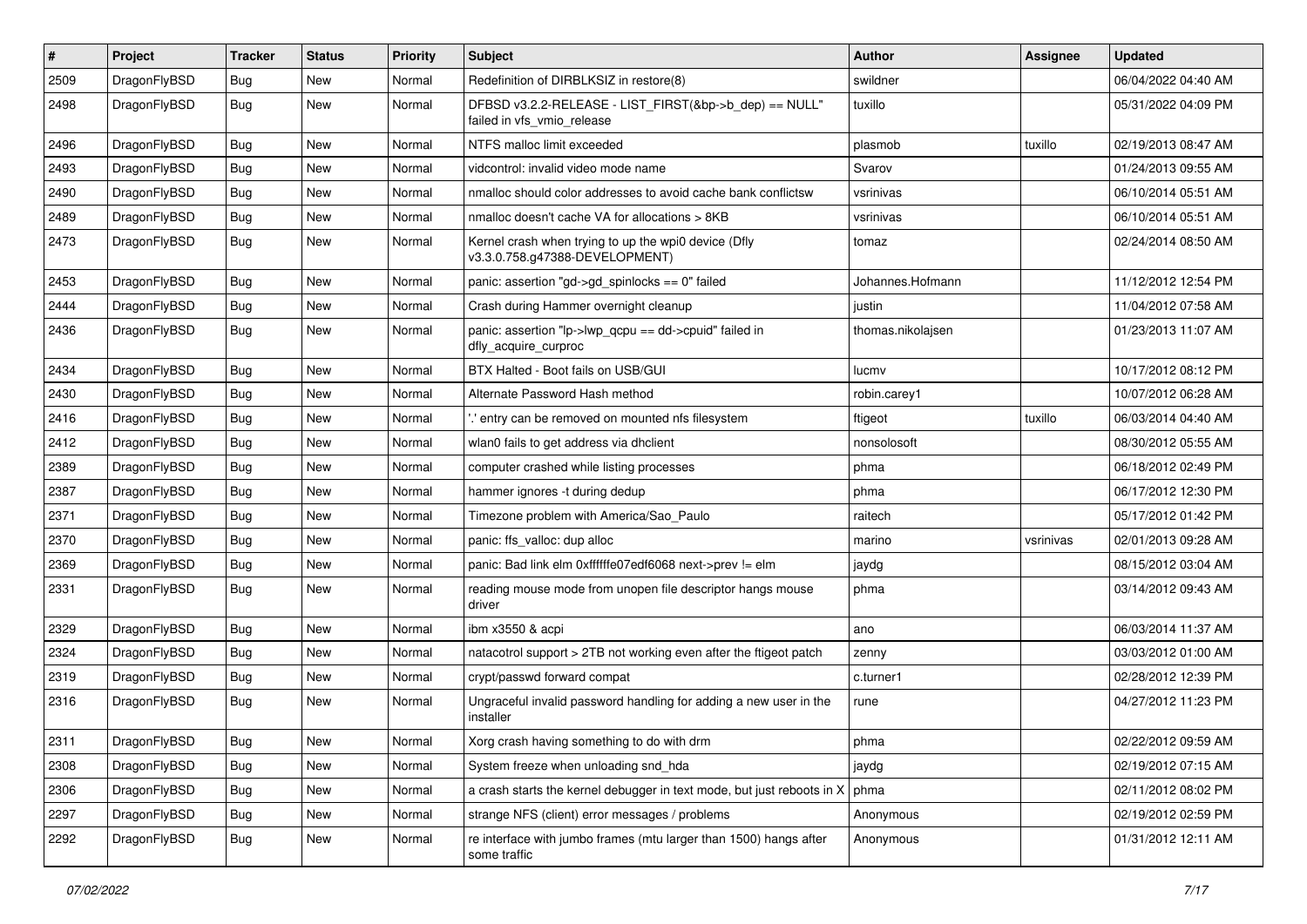| # | Project | Tracker | Status | Priority | Subject | Author | Assignee | Updated |
| --- | --- | --- | --- | --- | --- | --- | --- | --- |
| 2509 | DragonFlyBSD | Bug | New | Normal | Redefinition of DIRBLKSIZ in restore(8) | swildner | | 06/04/2022 04:40 AM |
| 2498 | DragonFlyBSD | Bug | New | Normal | DFBSD v3.2.2-RELEASE - LIST_FIRST(&bp->b_dep) == NULL" failed in vfs_vmio_release | tuxillo | | 05/31/2022 04:09 PM |
| 2496 | DragonFlyBSD | Bug | New | Normal | NTFS malloc limit exceeded | plasmob | tuxillo | 02/19/2013 08:47 AM |
| 2493 | DragonFlyBSD | Bug | New | Normal | vidcontrol: invalid video mode name | Svarov | | 01/24/2013 09:55 AM |
| 2490 | DragonFlyBSD | Bug | New | Normal | nmalloc should color addresses to avoid cache bank conflictsw | vsrinivas | | 06/10/2014 05:51 AM |
| 2489 | DragonFlyBSD | Bug | New | Normal | nmalloc doesn't cache VA for allocations > 8KB | vsrinivas | | 06/10/2014 05:51 AM |
| 2473 | DragonFlyBSD | Bug | New | Normal | Kernel crash when trying to up the wpi0 device (Dfly v3.3.0.758.g47388-DEVELOPMENT) | tomaz | | 02/24/2014 08:50 AM |
| 2453 | DragonFlyBSD | Bug | New | Normal | panic: assertion "gd->gd_spinlocks == 0" failed | Johannes.Hofmann | | 11/12/2012 12:54 PM |
| 2444 | DragonFlyBSD | Bug | New | Normal | Crash during Hammer overnight cleanup | justin | | 11/04/2012 07:58 AM |
| 2436 | DragonFlyBSD | Bug | New | Normal | panic: assertion "lp->lwp_qcpu == dd->cpuid" failed in dfly_acquire_curproc | thomas.nikolajsen | | 01/23/2013 11:07 AM |
| 2434 | DragonFlyBSD | Bug | New | Normal | BTX Halted - Boot fails on USB/GUI | lucmv | | 10/17/2012 08:12 PM |
| 2430 | DragonFlyBSD | Bug | New | Normal | Alternate Password Hash method | robin.carey1 | | 10/07/2012 06:28 AM |
| 2416 | DragonFlyBSD | Bug | New | Normal | '.' entry can be removed on mounted nfs filesystem | ftigeot | tuxillo | 06/03/2014 04:40 AM |
| 2412 | DragonFlyBSD | Bug | New | Normal | wlan0 fails to get address via dhclient | nonsolosoft | | 08/30/2012 05:55 AM |
| 2389 | DragonFlyBSD | Bug | New | Normal | computer crashed while listing processes | phma | | 06/18/2012 02:49 PM |
| 2387 | DragonFlyBSD | Bug | New | Normal | hammer ignores -t during dedup | phma | | 06/17/2012 12:30 PM |
| 2371 | DragonFlyBSD | Bug | New | Normal | Timezone problem with America/Sao_Paulo | raitech | | 05/17/2012 01:42 PM |
| 2370 | DragonFlyBSD | Bug | New | Normal | panic: ffs_valloc: dup alloc | marino | vsrinivas | 02/01/2013 09:28 AM |
| 2369 | DragonFlyBSD | Bug | New | Normal | panic: Bad link elm 0xffffffe07edf6068 next->prev != elm | jaydg | | 08/15/2012 03:04 AM |
| 2331 | DragonFlyBSD | Bug | New | Normal | reading mouse mode from unopen file descriptor hangs mouse driver | phma | | 03/14/2012 09:43 AM |
| 2329 | DragonFlyBSD | Bug | New | Normal | ibm x3550 & acpi | ano | | 06/03/2014 11:37 AM |
| 2324 | DragonFlyBSD | Bug | New | Normal | natacotrol support > 2TB not working even after the ftigeot patch | zenny | | 03/03/2012 01:00 AM |
| 2319 | DragonFlyBSD | Bug | New | Normal | crypt/passwd forward compat | c.turner1 | | 02/28/2012 12:39 PM |
| 2316 | DragonFlyBSD | Bug | New | Normal | Ungraceful invalid password handling for adding a new user in the installer | rune | | 04/27/2012 11:23 PM |
| 2311 | DragonFlyBSD | Bug | New | Normal | Xorg crash having something to do with drm | phma | | 02/22/2012 09:59 AM |
| 2308 | DragonFlyBSD | Bug | New | Normal | System freeze when unloading snd_hda | jaydg | | 02/19/2012 07:15 AM |
| 2306 | DragonFlyBSD | Bug | New | Normal | a crash starts the kernel debugger in text mode, but just reboots in X | phma | | 02/11/2012 08:02 PM |
| 2297 | DragonFlyBSD | Bug | New | Normal | strange NFS (client) error messages / problems | Anonymous | | 02/19/2012 02:59 PM |
| 2292 | DragonFlyBSD | Bug | New | Normal | re interface with jumbo frames (mtu larger than 1500) hangs after some traffic | Anonymous | | 01/31/2012 12:11 AM |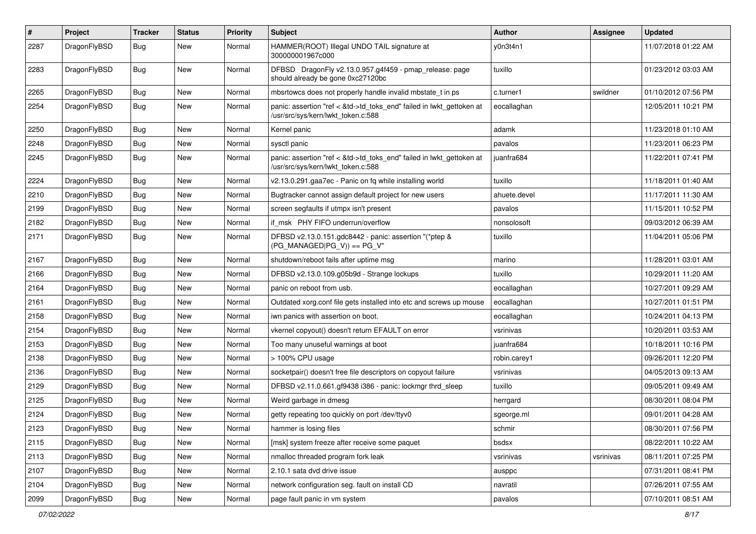| # | Project | Tracker | Status | Priority | Subject | Author | Assignee | Updated |
|---|---|---|---|---|---|---|---|---|
| 2287 | DragonFlyBSD | Bug | New | Normal | HAMMER(ROOT) Illegal UNDO TAIL signature at 300000001967c000 | y0n3t4n1 | | 11/07/2018 01:22 AM |
| 2283 | DragonFlyBSD | Bug | New | Normal | DFBSD DragonFly v2.13.0.957.g4f459 - pmap_release: page should already be gone 0xc27120bc | tuxillo | | 01/23/2012 03:03 AM |
| 2265 | DragonFlyBSD | Bug | New | Normal | mbsrtowcs does not properly handle invalid mbstate_t in ps | c.turner1 | swildner | 01/10/2012 07:56 PM |
| 2254 | DragonFlyBSD | Bug | New | Normal | panic: assertion "ref < &td->td_toks_end" failed in lwkt_gettoken at /usr/src/sys/kern/lwkt_token.c:588 | eocallaghan | | 12/05/2011 10:21 PM |
| 2250 | DragonFlyBSD | Bug | New | Normal | Kernel panic | adamk | | 11/23/2018 01:10 AM |
| 2248 | DragonFlyBSD | Bug | New | Normal | sysctl panic | pavalos | | 11/23/2011 06:23 PM |
| 2245 | DragonFlyBSD | Bug | New | Normal | panic: assertion "ref < &td->td_toks_end" failed in lwkt_gettoken at /usr/src/sys/kern/lwkt_token.c:588 | juanfra684 | | 11/22/2011 07:41 PM |
| 2224 | DragonFlyBSD | Bug | New | Normal | v2.13.0.291.gaa7ec - Panic on fq while installing world | tuxillo | | 11/18/2011 01:40 AM |
| 2210 | DragonFlyBSD | Bug | New | Normal | Bugtracker cannot assign default project for new users | ahuete.devel | | 11/17/2011 11:30 AM |
| 2199 | DragonFlyBSD | Bug | New | Normal | screen segfaults if utmpx isn't present | pavalos | | 11/15/2011 10:52 PM |
| 2182 | DragonFlyBSD | Bug | New | Normal | if_msk PHY FIFO underrun/overflow | nonsolosoft | | 09/03/2012 06:39 AM |
| 2171 | DragonFlyBSD | Bug | New | Normal | DFBSD v2.13.0.151.gdc8442 - panic: assertion "(*ptep & (PG_MANAGED\|PG_V)) == PG_V" | tuxillo | | 11/04/2011 05:06 PM |
| 2167 | DragonFlyBSD | Bug | New | Normal | shutdown/reboot fails after uptime msg | marino | | 11/28/2011 03:01 AM |
| 2166 | DragonFlyBSD | Bug | New | Normal | DFBSD v2.13.0.109.g05b9d - Strange lockups | tuxillo | | 10/29/2011 11:20 AM |
| 2164 | DragonFlyBSD | Bug | New | Normal | panic on reboot from usb. | eocallaghan | | 10/27/2011 09:29 AM |
| 2161 | DragonFlyBSD | Bug | New | Normal | Outdated xorg.conf file gets installed into etc and screws up mouse | eocallaghan | | 10/27/2011 01:51 PM |
| 2158 | DragonFlyBSD | Bug | New | Normal | iwn panics with assertion on boot. | eocallaghan | | 10/24/2011 04:13 PM |
| 2154 | DragonFlyBSD | Bug | New | Normal | vkernel copyout() doesn't return EFAULT on error | vsrinivas | | 10/20/2011 03:53 AM |
| 2153 | DragonFlyBSD | Bug | New | Normal | Too many unuseful warnings at boot | juanfra684 | | 10/18/2011 10:16 PM |
| 2138 | DragonFlyBSD | Bug | New | Normal | > 100% CPU usage | robin.carey1 | | 09/26/2011 12:20 PM |
| 2136 | DragonFlyBSD | Bug | New | Normal | socketpair() doesn't free file descriptors on copyout failure | vsrinivas | | 04/05/2013 09:13 AM |
| 2129 | DragonFlyBSD | Bug | New | Normal | DFBSD v2.11.0.661.gf9438 i386 - panic: lockmgr thrd_sleep | tuxillo | | 09/05/2011 09:49 AM |
| 2125 | DragonFlyBSD | Bug | New | Normal | Weird garbage in dmesg | herrgard | | 08/30/2011 08:04 PM |
| 2124 | DragonFlyBSD | Bug | New | Normal | getty repeating too quickly on port /dev/ttyv0 | sgeorge.ml | | 09/01/2011 04:28 AM |
| 2123 | DragonFlyBSD | Bug | New | Normal | hammer is losing files | schmir | | 08/30/2011 07:56 PM |
| 2115 | DragonFlyBSD | Bug | New | Normal | [msk] system freeze after receive some paquet | bsdsx | | 08/22/2011 10:22 AM |
| 2113 | DragonFlyBSD | Bug | New | Normal | nmalloc threaded program fork leak | vsrinivas | vsrinivas | 08/11/2011 07:25 PM |
| 2107 | DragonFlyBSD | Bug | New | Normal | 2.10.1 sata dvd drive issue | ausppc | | 07/31/2011 08:41 PM |
| 2104 | DragonFlyBSD | Bug | New | Normal | network configuration seg. fault on install CD | navratil | | 07/26/2011 07:55 AM |
| 2099 | DragonFlyBSD | Bug | New | Normal | page fault panic in vm system | pavalos | | 07/10/2011 08:51 AM |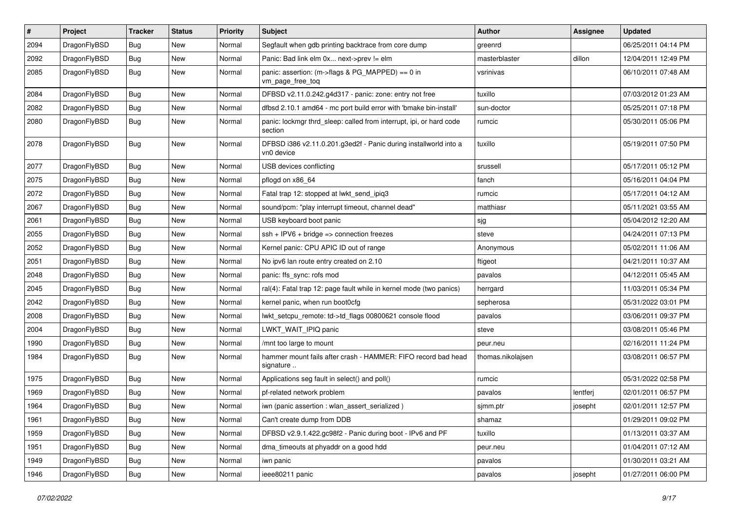| # | Project | Tracker | Status | Priority | Subject | Author | Assignee | Updated |
|---|---|---|---|---|---|---|---|---|
| 2094 | DragonFlyBSD | Bug | New | Normal | Segfault when gdb printing backtrace from core dump | greenrd | | 06/25/2011 04:14 PM |
| 2092 | DragonFlyBSD | Bug | New | Normal | Panic: Bad link elm 0x... next->prev != elm | masterblaster | dillon | 12/04/2011 12:49 PM |
| 2085 | DragonFlyBSD | Bug | New | Normal | panic: assertion: (m->flags & PG_MAPPED) == 0 in vm_page_free_toq | vsrinivas | | 06/10/2011 07:48 AM |
| 2084 | DragonFlyBSD | Bug | New | Normal | DFBSD v2.11.0.242.g4d317 - panic: zone: entry not free | tuxillo | | 07/03/2012 01:23 AM |
| 2082 | DragonFlyBSD | Bug | New | Normal | dfbsd 2.10.1 amd64 - mc port build error with 'bmake bin-install' | sun-doctor | | 05/25/2011 07:18 PM |
| 2080 | DragonFlyBSD | Bug | New | Normal | panic: lockmgr thrd_sleep: called from interrupt, ipi, or hard code section | rumcic | | 05/30/2011 05:06 PM |
| 2078 | DragonFlyBSD | Bug | New | Normal | DFBSD i386 v2.11.0.201.g3ed2f - Panic during installworld into a vn0 device | tuxillo | | 05/19/2011 07:50 PM |
| 2077 | DragonFlyBSD | Bug | New | Normal | USB devices conflicting | srussell | | 05/17/2011 05:12 PM |
| 2075 | DragonFlyBSD | Bug | New | Normal | pflogd on x86_64 | fanch | | 05/16/2011 04:04 PM |
| 2072 | DragonFlyBSD | Bug | New | Normal | Fatal trap 12: stopped at lwkt_send_ipiq3 | rumcic | | 05/17/2011 04:12 AM |
| 2067 | DragonFlyBSD | Bug | New | Normal | sound/pcm: "play interrupt timeout, channel dead" | matthiasr | | 05/11/2021 03:55 AM |
| 2061 | DragonFlyBSD | Bug | New | Normal | USB keyboard boot panic | sjg | | 05/04/2012 12:20 AM |
| 2055 | DragonFlyBSD | Bug | New | Normal | ssh + IPV6 + bridge => connection freezes | steve | | 04/24/2011 07:13 PM |
| 2052 | DragonFlyBSD | Bug | New | Normal | Kernel panic: CPU APIC ID out of range | Anonymous | | 05/02/2011 11:06 AM |
| 2051 | DragonFlyBSD | Bug | New | Normal | No ipv6 lan route entry created on 2.10 | ftigeot | | 04/21/2011 10:37 AM |
| 2048 | DragonFlyBSD | Bug | New | Normal | panic: ffs_sync: rofs mod | pavalos | | 04/12/2011 05:45 AM |
| 2045 | DragonFlyBSD | Bug | New | Normal | ral(4): Fatal trap 12: page fault while in kernel mode (two panics) | herrgard | | 11/03/2011 05:34 PM |
| 2042 | DragonFlyBSD | Bug | New | Normal | kernel panic, when run boot0cfg | sepherosa | | 05/31/2022 03:01 PM |
| 2008 | DragonFlyBSD | Bug | New | Normal | lwkt_setcpu_remote: td->td_flags 00800621 console flood | pavalos | | 03/06/2011 09:37 PM |
| 2004 | DragonFlyBSD | Bug | New | Normal | LWKT_WAIT_IPIQ panic | steve | | 03/08/2011 05:46 PM |
| 1990 | DragonFlyBSD | Bug | New | Normal | /mnt too large to mount | peur.neu | | 02/16/2011 11:24 PM |
| 1984 | DragonFlyBSD | Bug | New | Normal | hammer mount fails after crash - HAMMER: FIFO record bad head signature .. | thomas.nikolajsen | | 03/08/2011 06:57 PM |
| 1975 | DragonFlyBSD | Bug | New | Normal | Applications seg fault in select() and poll() | rumcic | | 05/31/2022 02:58 PM |
| 1969 | DragonFlyBSD | Bug | New | Normal | pf-related network problem | pavalos | lentferj | 02/01/2011 06:57 PM |
| 1964 | DragonFlyBSD | Bug | New | Normal | iwn (panic assertion : wlan_assert_serialized ) | sjmm.ptr | josepht | 02/01/2011 12:57 PM |
| 1961 | DragonFlyBSD | Bug | New | Normal | Can't create dump from DDB | shamaz | | 01/29/2011 09:02 PM |
| 1959 | DragonFlyBSD | Bug | New | Normal | DFBSD v2.9.1.422.gc98f2 - Panic during boot - IPv6 and PF | tuxillo | | 01/13/2011 03:37 AM |
| 1951 | DragonFlyBSD | Bug | New | Normal | dma_timeouts at phyaddr on a good hdd | peur.neu | | 01/04/2011 07:12 AM |
| 1949 | DragonFlyBSD | Bug | New | Normal | iwn panic | pavalos | | 01/30/2011 03:21 AM |
| 1946 | DragonFlyBSD | Bug | New | Normal | ieee80211 panic | pavalos | josepht | 01/27/2011 06:00 PM |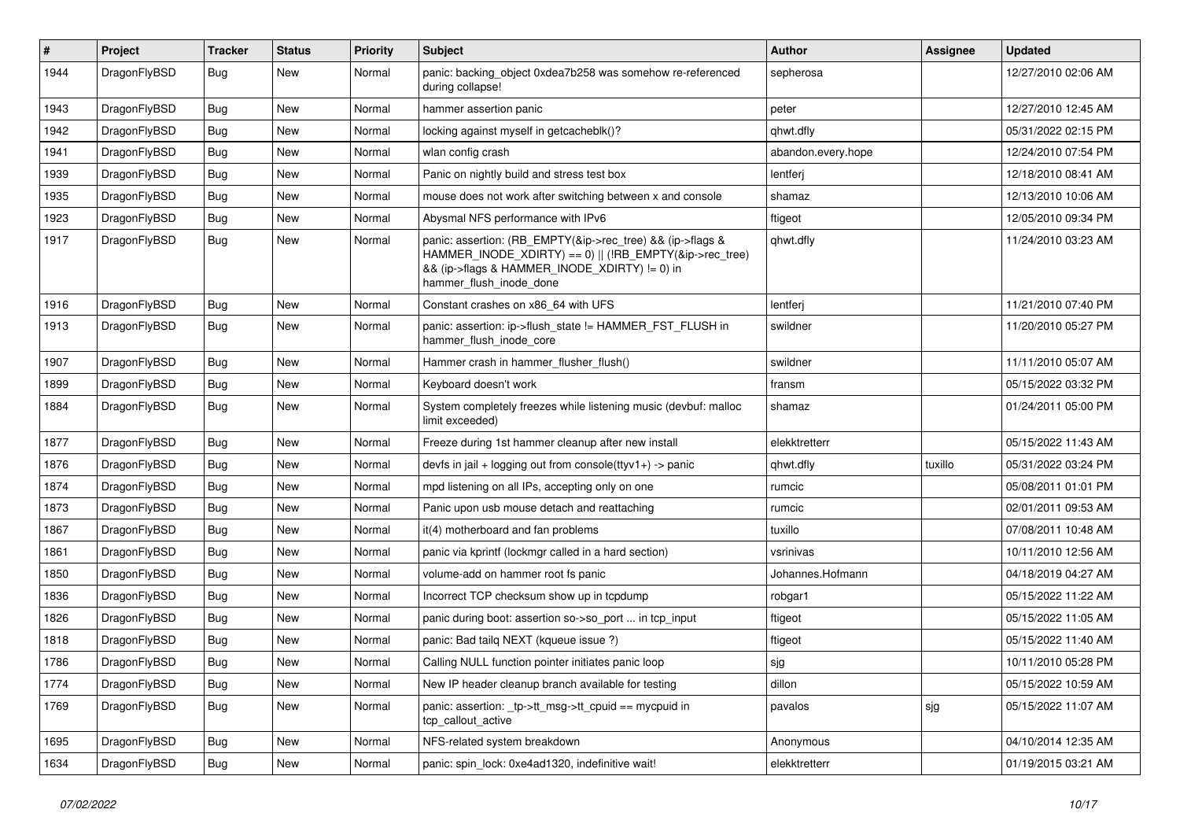| # | Project | Tracker | Status | Priority | Subject | Author | Assignee | Updated |
|---|---|---|---|---|---|---|---|---|
| 1944 | DragonFlyBSD | Bug | New | Normal | panic: backing_object 0xdea7b258 was somehow re-referenced during collapse! | sepherosa | | 12/27/2010 02:06 AM |
| 1943 | DragonFlyBSD | Bug | New | Normal | hammer assertion panic | peter | | 12/27/2010 12:45 AM |
| 1942 | DragonFlyBSD | Bug | New | Normal | locking against myself in getcacheblk()? | qhwt.dfly | | 05/31/2022 02:15 PM |
| 1941 | DragonFlyBSD | Bug | New | Normal | wlan config crash | abandon.every.hope | | 12/24/2010 07:54 PM |
| 1939 | DragonFlyBSD | Bug | New | Normal | Panic on nightly build and stress test box | lentferj | | 12/18/2010 08:41 AM |
| 1935 | DragonFlyBSD | Bug | New | Normal | mouse does not work after switching between x and console | shamaz | | 12/13/2010 10:06 AM |
| 1923 | DragonFlyBSD | Bug | New | Normal | Abysmal NFS performance with IPv6 | ftigeot | | 12/05/2010 09:34 PM |
| 1917 | DragonFlyBSD | Bug | New | Normal | panic: assertion: (RB_EMPTY(&ip->rec_tree) && (ip->flags & HAMMER_INODE_XDIRTY) == 0) \|\| (!RB_EMPTY(&ip->rec_tree) && (ip->flags & HAMMER_INODE_XDIRTY) != 0) in hammer_flush_inode_done | qhwt.dfly | | 11/24/2010 03:23 AM |
| 1916 | DragonFlyBSD | Bug | New | Normal | Constant crashes on x86_64 with UFS | lentferj | | 11/21/2010 07:40 PM |
| 1913 | DragonFlyBSD | Bug | New | Normal | panic: assertion: ip->flush_state != HAMMER_FST_FLUSH in hammer_flush_inode_core | swildner | | 11/20/2010 05:27 PM |
| 1907 | DragonFlyBSD | Bug | New | Normal | Hammer crash in hammer_flusher_flush() | swildner | | 11/11/2010 05:07 AM |
| 1899 | DragonFlyBSD | Bug | New | Normal | Keyboard doesn't work | fransm | | 05/15/2022 03:32 PM |
| 1884 | DragonFlyBSD | Bug | New | Normal | System completely freezes while listening music (devbuf: malloc limit exceeded) | shamaz | | 01/24/2011 05:00 PM |
| 1877 | DragonFlyBSD | Bug | New | Normal | Freeze during 1st hammer cleanup after new install | elekktretterr | | 05/15/2022 11:43 AM |
| 1876 | DragonFlyBSD | Bug | New | Normal | devfs in jail + logging out from console(ttyv1+) -> panic | qhwt.dfly | tuxillo | 05/31/2022 03:24 PM |
| 1874 | DragonFlyBSD | Bug | New | Normal | mpd listening on all IPs, accepting only on one | rumcic | | 05/08/2011 01:01 PM |
| 1873 | DragonFlyBSD | Bug | New | Normal | Panic upon usb mouse detach and reattaching | rumcic | | 02/01/2011 09:53 AM |
| 1867 | DragonFlyBSD | Bug | New | Normal | it(4) motherboard and fan problems | tuxillo | | 07/08/2011 10:48 AM |
| 1861 | DragonFlyBSD | Bug | New | Normal | panic via kprintf (lockmgr called in a hard section) | vsrinivas | | 10/11/2010 12:56 AM |
| 1850 | DragonFlyBSD | Bug | New | Normal | volume-add on hammer root fs panic | Johannes.Hofmann | | 04/18/2019 04:27 AM |
| 1836 | DragonFlyBSD | Bug | New | Normal | Incorrect TCP checksum show up in tcpdump | robgar1 | | 05/15/2022 11:22 AM |
| 1826 | DragonFlyBSD | Bug | New | Normal | panic during boot: assertion so->so_port ... in tcp_input | ftigeot | | 05/15/2022 11:05 AM |
| 1818 | DragonFlyBSD | Bug | New | Normal | panic: Bad tailq NEXT (kqueue issue ?) | ftigeot | | 05/15/2022 11:40 AM |
| 1786 | DragonFlyBSD | Bug | New | Normal | Calling NULL function pointer initiates panic loop | sjg | | 10/11/2010 05:28 PM |
| 1774 | DragonFlyBSD | Bug | New | Normal | New IP header cleanup branch available for testing | dillon | | 05/15/2022 10:59 AM |
| 1769 | DragonFlyBSD | Bug | New | Normal | panic: assertion: _tp->tt_msg->tt_cpuid == mycpuid in tcp_callout_active | pavalos | sjg | 05/15/2022 11:07 AM |
| 1695 | DragonFlyBSD | Bug | New | Normal | NFS-related system breakdown | Anonymous | | 04/10/2014 12:35 AM |
| 1634 | DragonFlyBSD | Bug | New | Normal | panic: spin_lock: 0xe4ad1320, indefinitive wait! | elekktretterr | | 01/19/2015 03:21 AM |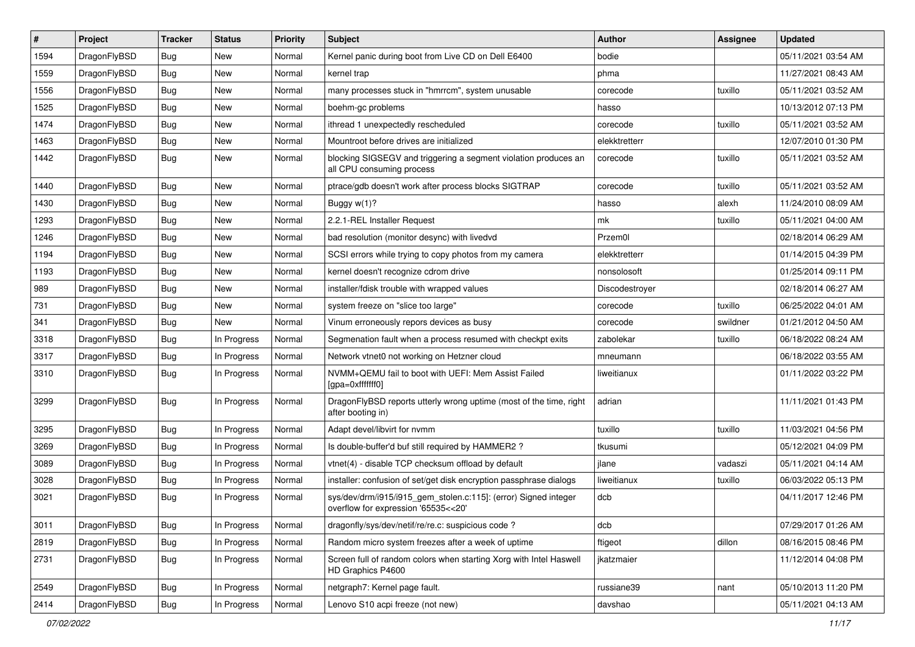| # | Project | Tracker | Status | Priority | Subject | Author | Assignee | Updated |
|---|---|---|---|---|---|---|---|---|
| 1594 | DragonFlyBSD | Bug | New | Normal | Kernel panic during boot from Live CD on Dell E6400 | bodie | | 05/11/2021 03:54 AM |
| 1559 | DragonFlyBSD | Bug | New | Normal | kernel trap | phma | | 11/27/2021 08:43 AM |
| 1556 | DragonFlyBSD | Bug | New | Normal | many processes stuck in "hmrrcm", system unusable | corecode | tuxillo | 05/11/2021 03:52 AM |
| 1525 | DragonFlyBSD | Bug | New | Normal | boehm-gc problems | hasso | | 10/13/2012 07:13 PM |
| 1474 | DragonFlyBSD | Bug | New | Normal | ithread 1 unexpectedly rescheduled | corecode | tuxillo | 05/11/2021 03:52 AM |
| 1463 | DragonFlyBSD | Bug | New | Normal | Mountroot before drives are initialized | elekktretterr | | 12/07/2010 01:30 PM |
| 1442 | DragonFlyBSD | Bug | New | Normal | blocking SIGSEGV and triggering a segment violation produces an all CPU consuming process | corecode | tuxillo | 05/11/2021 03:52 AM |
| 1440 | DragonFlyBSD | Bug | New | Normal | ptrace/gdb doesn't work after process blocks SIGTRAP | corecode | tuxillo | 05/11/2021 03:52 AM |
| 1430 | DragonFlyBSD | Bug | New | Normal | Buggy w(1)? | hasso | alexh | 11/24/2010 08:09 AM |
| 1293 | DragonFlyBSD | Bug | New | Normal | 2.2.1-REL Installer Request | mk | tuxillo | 05/11/2021 04:00 AM |
| 1246 | DragonFlyBSD | Bug | New | Normal | bad resolution (monitor desync) with livedvd | Przem0l | | 02/18/2014 06:29 AM |
| 1194 | DragonFlyBSD | Bug | New | Normal | SCSI errors while trying to copy photos from my camera | elekktretterr | | 01/14/2015 04:39 PM |
| 1193 | DragonFlyBSD | Bug | New | Normal | kernel doesn't recognize cdrom drive | nonsolosoft | | 01/25/2014 09:11 PM |
| 989 | DragonFlyBSD | Bug | New | Normal | installer/fdisk trouble with wrapped values | Discodestroyer | | 02/18/2014 06:27 AM |
| 731 | DragonFlyBSD | Bug | New | Normal | system freeze on "slice too large" | corecode | tuxillo | 06/25/2022 04:01 AM |
| 341 | DragonFlyBSD | Bug | New | Normal | Vinum erroneously repors devices as busy | corecode | swildner | 01/21/2012 04:50 AM |
| 3318 | DragonFlyBSD | Bug | In Progress | Normal | Segmenation fault when a process resumed with checkpt exits | zabolekar | tuxillo | 06/18/2022 08:24 AM |
| 3317 | DragonFlyBSD | Bug | In Progress | Normal | Network vtnet0 not working on Hetzner cloud | mneumann | | 06/18/2022 03:55 AM |
| 3310 | DragonFlyBSD | Bug | In Progress | Normal | NVMM+QEMU fail to boot with UEFI: Mem Assist Failed [gpa=0xfffffff0] | liweitianux | | 01/11/2022 03:22 PM |
| 3299 | DragonFlyBSD | Bug | In Progress | Normal | DragonFlyBSD reports utterly wrong uptime (most of the time, right after booting in) | adrian | | 11/11/2021 01:43 PM |
| 3295 | DragonFlyBSD | Bug | In Progress | Normal | Adapt devel/libvirt for nvmm | tuxillo | tuxillo | 11/03/2021 04:56 PM |
| 3269 | DragonFlyBSD | Bug | In Progress | Normal | Is double-buffer'd buf still required by HAMMER2 ? | tkusumi | | 05/12/2021 04:09 PM |
| 3089 | DragonFlyBSD | Bug | In Progress | Normal | vtnet(4) - disable TCP checksum offload by default | jlane | vadaszi | 05/11/2021 04:14 AM |
| 3028 | DragonFlyBSD | Bug | In Progress | Normal | installer: confusion of set/get disk encryption passphrase dialogs | liweitianux | tuxillo | 06/03/2022 05:13 PM |
| 3021 | DragonFlyBSD | Bug | In Progress | Normal | sys/dev/drm/i915/i915_gem_stolen.c:115]: (error) Signed integer overflow for expression '65535<<20' | dcb | | 04/11/2017 12:46 PM |
| 3011 | DragonFlyBSD | Bug | In Progress | Normal | dragonfly/sys/dev/netif/re/re.c: suspicious code ? | dcb | | 07/29/2017 01:26 AM |
| 2819 | DragonFlyBSD | Bug | In Progress | Normal | Random micro system freezes after a week of uptime | ftigeot | dillon | 08/16/2015 08:46 PM |
| 2731 | DragonFlyBSD | Bug | In Progress | Normal | Screen full of random colors when starting Xorg with Intel Haswell HD Graphics P4600 | jkatzmaier | | 11/12/2014 04:08 PM |
| 2549 | DragonFlyBSD | Bug | In Progress | Normal | netgraph7: Kernel page fault. | russiane39 | nant | 05/10/2013 11:20 PM |
| 2414 | DragonFlyBSD | Bug | In Progress | Normal | Lenovo S10 acpi freeze (not new) | davshao | | 05/11/2021 04:13 AM |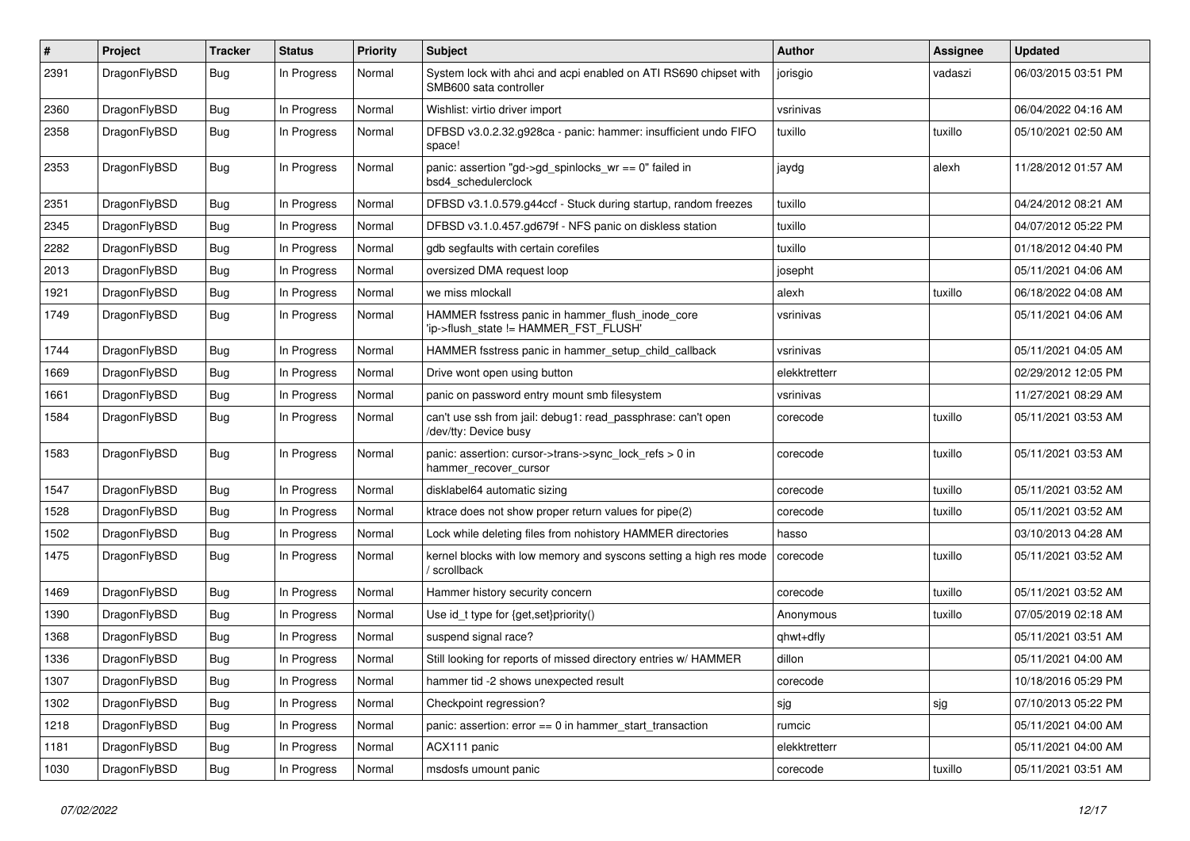| # | Project | Tracker | Status | Priority | Subject | Author | Assignee | Updated |
|---|---|---|---|---|---|---|---|---|
| 2391 | DragonFlyBSD | Bug | In Progress | Normal | System lock with ahci and acpi enabled on ATI RS690 chipset with SMB600 sata controller | jorisgio | vadaszi | 06/03/2015 03:51 PM |
| 2360 | DragonFlyBSD | Bug | In Progress | Normal | Wishlist: virtio driver import | vsrinivas | | 06/04/2022 04:16 AM |
| 2358 | DragonFlyBSD | Bug | In Progress | Normal | DFBSD v3.0.2.32.g928ca - panic: hammer: insufficient undo FIFO space! | tuxillo | tuxillo | 05/10/2021 02:50 AM |
| 2353 | DragonFlyBSD | Bug | In Progress | Normal | panic: assertion "gd->gd_spinlocks_wr == 0" failed in bsd4_schedulerclock | jaydg | alexh | 11/28/2012 01:57 AM |
| 2351 | DragonFlyBSD | Bug | In Progress | Normal | DFBSD v3.1.0.579.g44ccf - Stuck during startup, random freezes | tuxillo | | 04/24/2012 08:21 AM |
| 2345 | DragonFlyBSD | Bug | In Progress | Normal | DFBSD v3.1.0.457.gd679f - NFS panic on diskless station | tuxillo | | 04/07/2012 05:22 PM |
| 2282 | DragonFlyBSD | Bug | In Progress | Normal | gdb segfaults with certain corefiles | tuxillo | | 01/18/2012 04:40 PM |
| 2013 | DragonFlyBSD | Bug | In Progress | Normal | oversized DMA request loop | josepht | | 05/11/2021 04:06 AM |
| 1921 | DragonFlyBSD | Bug | In Progress | Normal | we miss mlockall | alexh | tuxillo | 06/18/2022 04:08 AM |
| 1749 | DragonFlyBSD | Bug | In Progress | Normal | HAMMER fsstress panic in hammer_flush_inode_core 'ip->flush_state != HAMMER_FST_FLUSH' | vsrinivas | | 05/11/2021 04:06 AM |
| 1744 | DragonFlyBSD | Bug | In Progress | Normal | HAMMER fsstress panic in hammer_setup_child_callback | vsrinivas | | 05/11/2021 04:05 AM |
| 1669 | DragonFlyBSD | Bug | In Progress | Normal | Drive wont open using button | elekktretterr | | 02/29/2012 12:05 PM |
| 1661 | DragonFlyBSD | Bug | In Progress | Normal | panic on password entry mount smb filesystem | vsrinivas | | 11/27/2021 08:29 AM |
| 1584 | DragonFlyBSD | Bug | In Progress | Normal | can't use ssh from jail: debug1: read_passphrase: can't open /dev/tty: Device busy | corecode | tuxillo | 05/11/2021 03:53 AM |
| 1583 | DragonFlyBSD | Bug | In Progress | Normal | panic: assertion: cursor->trans->sync_lock_refs > 0 in hammer_recover_cursor | corecode | tuxillo | 05/11/2021 03:53 AM |
| 1547 | DragonFlyBSD | Bug | In Progress | Normal | disklabel64 automatic sizing | corecode | tuxillo | 05/11/2021 03:52 AM |
| 1528 | DragonFlyBSD | Bug | In Progress | Normal | ktrace does not show proper return values for pipe(2) | corecode | tuxillo | 05/11/2021 03:52 AM |
| 1502 | DragonFlyBSD | Bug | In Progress | Normal | Lock while deleting files from nohistory HAMMER directories | hasso | | 03/10/2013 04:28 AM |
| 1475 | DragonFlyBSD | Bug | In Progress | Normal | kernel blocks with low memory and syscons setting a high res mode / scrollback | corecode | tuxillo | 05/11/2021 03:52 AM |
| 1469 | DragonFlyBSD | Bug | In Progress | Normal | Hammer history security concern | corecode | tuxillo | 05/11/2021 03:52 AM |
| 1390 | DragonFlyBSD | Bug | In Progress | Normal | Use id_t type for {get,set}priority() | Anonymous | tuxillo | 07/05/2019 02:18 AM |
| 1368 | DragonFlyBSD | Bug | In Progress | Normal | suspend signal race? | qhwt+dfly | | 05/11/2021 03:51 AM |
| 1336 | DragonFlyBSD | Bug | In Progress | Normal | Still looking for reports of missed directory entries w/ HAMMER | dillon | | 05/11/2021 04:00 AM |
| 1307 | DragonFlyBSD | Bug | In Progress | Normal | hammer tid -2 shows unexpected result | corecode | | 10/18/2016 05:29 PM |
| 1302 | DragonFlyBSD | Bug | In Progress | Normal | Checkpoint regression? | sjg | sjg | 07/10/2013 05:22 PM |
| 1218 | DragonFlyBSD | Bug | In Progress | Normal | panic: assertion: error == 0 in hammer_start_transaction | rumcic | | 05/11/2021 04:00 AM |
| 1181 | DragonFlyBSD | Bug | In Progress | Normal | ACX111 panic | elekktretterr | | 05/11/2021 04:00 AM |
| 1030 | DragonFlyBSD | Bug | In Progress | Normal | msdosfs umount panic | corecode | tuxillo | 05/11/2021 03:51 AM |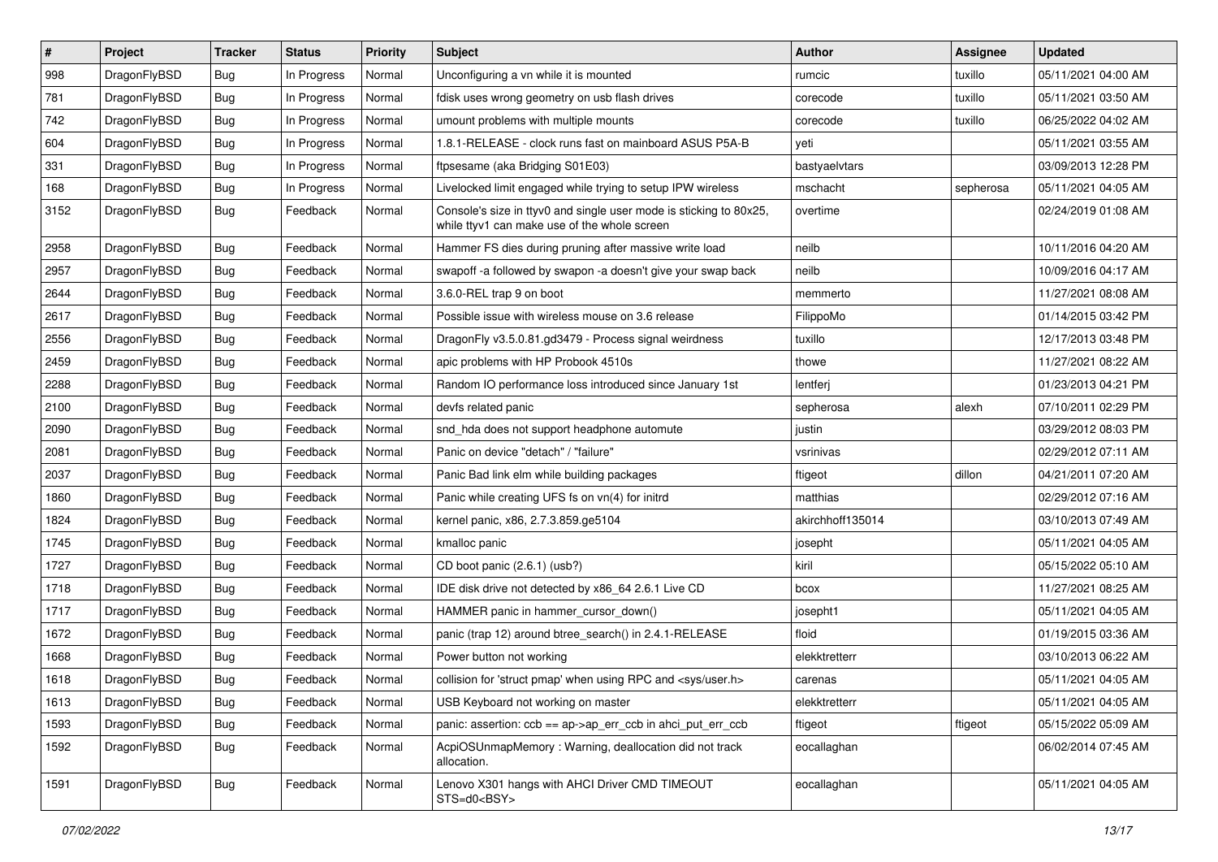| # | Project | Tracker | Status | Priority | Subject | Author | Assignee | Updated |
|---|---|---|---|---|---|---|---|---|
| 998 | DragonFlyBSD | Bug | In Progress | Normal | Unconfiguring a vn while it is mounted | rumcic | tuxillo | 05/11/2021 04:00 AM |
| 781 | DragonFlyBSD | Bug | In Progress | Normal | fdisk uses wrong geometry on usb flash drives | corecode | tuxillo | 05/11/2021 03:50 AM |
| 742 | DragonFlyBSD | Bug | In Progress | Normal | umount problems with multiple mounts | corecode | tuxillo | 06/25/2022 04:02 AM |
| 604 | DragonFlyBSD | Bug | In Progress | Normal | 1.8.1-RELEASE - clock runs fast on mainboard ASUS P5A-B | yeti | | 05/11/2021 03:55 AM |
| 331 | DragonFlyBSD | Bug | In Progress | Normal | ftpsesame (aka Bridging S01E03) | bastyaelvtars | | 03/09/2013 12:28 PM |
| 168 | DragonFlyBSD | Bug | In Progress | Normal | Livelocked limit engaged while trying to setup IPW wireless | mschacht | sepherosa | 05/11/2021 04:05 AM |
| 3152 | DragonFlyBSD | Bug | Feedback | Normal | Console's size in ttyv0 and single user mode is sticking to 80x25, while ttyv1 can make use of the whole screen | overtime | | 02/24/2019 01:08 AM |
| 2958 | DragonFlyBSD | Bug | Feedback | Normal | Hammer FS dies during pruning after massive write load | neilb | | 10/11/2016 04:20 AM |
| 2957 | DragonFlyBSD | Bug | Feedback | Normal | swapoff -a followed by swapon -a doesn't give your swap back | neilb | | 10/09/2016 04:17 AM |
| 2644 | DragonFlyBSD | Bug | Feedback | Normal | 3.6.0-REL trap 9 on boot | memmerto | | 11/27/2021 08:08 AM |
| 2617 | DragonFlyBSD | Bug | Feedback | Normal | Possible issue with wireless mouse on 3.6 release | FilippoMo | | 01/14/2015 03:42 PM |
| 2556 | DragonFlyBSD | Bug | Feedback | Normal | DragonFly v3.5.0.81.gd3479 - Process signal weirdness | tuxillo | | 12/17/2013 03:48 PM |
| 2459 | DragonFlyBSD | Bug | Feedback | Normal | apic problems with HP Probook 4510s | thowe | | 11/27/2021 08:22 AM |
| 2288 | DragonFlyBSD | Bug | Feedback | Normal | Random IO performance loss introduced since January 1st | lentferj | | 01/23/2013 04:21 PM |
| 2100 | DragonFlyBSD | Bug | Feedback | Normal | devfs related panic | sepherosa | alexh | 07/10/2011 02:29 PM |
| 2090 | DragonFlyBSD | Bug | Feedback | Normal | snd_hda does not support headphone automute | justin | | 03/29/2012 08:03 PM |
| 2081 | DragonFlyBSD | Bug | Feedback | Normal | Panic on device "detach" / "failure" | vsrinivas | | 02/29/2012 07:11 AM |
| 2037 | DragonFlyBSD | Bug | Feedback | Normal | Panic Bad link elm while building packages | ftigeot | dillon | 04/21/2011 07:20 AM |
| 1860 | DragonFlyBSD | Bug | Feedback | Normal | Panic while creating UFS fs on vn(4) for initrd | matthias | | 02/29/2012 07:16 AM |
| 1824 | DragonFlyBSD | Bug | Feedback | Normal | kernel panic, x86, 2.7.3.859.ge5104 | akirchhoff135014 | | 03/10/2013 07:49 AM |
| 1745 | DragonFlyBSD | Bug | Feedback | Normal | kmalloc panic | josepht | | 05/11/2021 04:05 AM |
| 1727 | DragonFlyBSD | Bug | Feedback | Normal | CD boot panic (2.6.1) (usb?) | kiril | | 05/15/2022 05:10 AM |
| 1718 | DragonFlyBSD | Bug | Feedback | Normal | IDE disk drive not detected by x86_64 2.6.1 Live CD | bcox | | 11/27/2021 08:25 AM |
| 1717 | DragonFlyBSD | Bug | Feedback | Normal | HAMMER panic in hammer_cursor_down() | josepht1 | | 05/11/2021 04:05 AM |
| 1672 | DragonFlyBSD | Bug | Feedback | Normal | panic (trap 12) around btree_search() in 2.4.1-RELEASE | floid | | 01/19/2015 03:36 AM |
| 1668 | DragonFlyBSD | Bug | Feedback | Normal | Power button not working | elekktretterr | | 03/10/2013 06:22 AM |
| 1618 | DragonFlyBSD | Bug | Feedback | Normal | collision for 'struct pmap' when using RPC and <sys/user.h> | carenas | | 05/11/2021 04:05 AM |
| 1613 | DragonFlyBSD | Bug | Feedback | Normal | USB Keyboard not working on master | elekktretterr | | 05/11/2021 04:05 AM |
| 1593 | DragonFlyBSD | Bug | Feedback | Normal | panic: assertion: ccb == ap->ap_err_ccb in ahci_put_err_ccb | ftigeot | ftigeot | 05/15/2022 05:09 AM |
| 1592 | DragonFlyBSD | Bug | Feedback | Normal | AcpiOSUnmapMemory : Warning, deallocation did not track allocation. | eocallaghan | | 06/02/2014 07:45 AM |
| 1591 | DragonFlyBSD | Bug | Feedback | Normal | Lenovo X301 hangs with AHCI Driver CMD TIMEOUT STS=d0<BSY> | eocallaghan | | 05/11/2021 04:05 AM |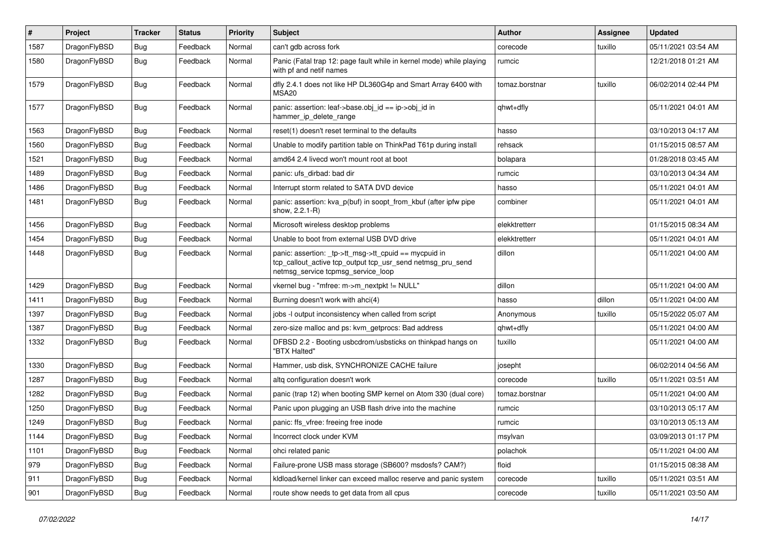| # | Project | Tracker | Status | Priority | Subject | Author | Assignee | Updated |
|---|---|---|---|---|---|---|---|---|
| 1587 | DragonFlyBSD | Bug | Feedback | Normal | can't gdb across fork | corecode | tuxillo | 05/11/2021 03:54 AM |
| 1580 | DragonFlyBSD | Bug | Feedback | Normal | Panic (Fatal trap 12: page fault while in kernel mode) while playing with pf and netif names | rumcic | | 12/21/2018 01:21 AM |
| 1579 | DragonFlyBSD | Bug | Feedback | Normal | dfly 2.4.1 does not like HP DL360G4p and Smart Array 6400 with MSA20 | tomaz.borstnar | tuxillo | 06/02/2014 02:44 PM |
| 1577 | DragonFlyBSD | Bug | Feedback | Normal | panic: assertion: leaf->base.obj_id == ip->obj_id in hammer_ip_delete_range | qhwt+dfly | | 05/11/2021 04:01 AM |
| 1563 | DragonFlyBSD | Bug | Feedback | Normal | reset(1) doesn't reset terminal to the defaults | hasso | | 03/10/2013 04:17 AM |
| 1560 | DragonFlyBSD | Bug | Feedback | Normal | Unable to modify partition table on ThinkPad T61p during install | rehsack | | 01/15/2015 08:57 AM |
| 1521 | DragonFlyBSD | Bug | Feedback | Normal | amd64 2.4 livecd won't mount root at boot | bolapara | | 01/28/2018 03:45 AM |
| 1489 | DragonFlyBSD | Bug | Feedback | Normal | panic: ufs_dirbad: bad dir | rumcic | | 03/10/2013 04:34 AM |
| 1486 | DragonFlyBSD | Bug | Feedback | Normal | Interrupt storm related to SATA DVD device | hasso | | 05/11/2021 04:01 AM |
| 1481 | DragonFlyBSD | Bug | Feedback | Normal | panic: assertion: kva_p(buf) in soopt_from_kbuf (after ipfw pipe show, 2.2.1-R) | combiner | | 05/11/2021 04:01 AM |
| 1456 | DragonFlyBSD | Bug | Feedback | Normal | Microsoft wireless desktop problems | elekktretterr | | 01/15/2015 08:34 AM |
| 1454 | DragonFlyBSD | Bug | Feedback | Normal | Unable to boot from external USB DVD drive | elekktretterr | | 05/11/2021 04:01 AM |
| 1448 | DragonFlyBSD | Bug | Feedback | Normal | panic: assertion: _tp->tt_msg->tt_cpuid == mycpuid in tcp_callout_active tcp_output tcp_usr_send netmsg_pru_send netmsg_service tcpmsg_service_loop | dillon | | 05/11/2021 04:00 AM |
| 1429 | DragonFlyBSD | Bug | Feedback | Normal | vkernel bug - "mfree: m->m_nextpkt != NULL" | dillon | | 05/11/2021 04:00 AM |
| 1411 | DragonFlyBSD | Bug | Feedback | Normal | Burning doesn't work with ahci(4) | hasso | dillon | 05/11/2021 04:00 AM |
| 1397 | DragonFlyBSD | Bug | Feedback | Normal | jobs -l output inconsistency when called from script | Anonymous | tuxillo | 05/15/2022 05:07 AM |
| 1387 | DragonFlyBSD | Bug | Feedback | Normal | zero-size malloc and ps: kvm_getprocs: Bad address | qhwt+dfly | | 05/11/2021 04:00 AM |
| 1332 | DragonFlyBSD | Bug | Feedback | Normal | DFBSD 2.2 - Booting usbcdrom/usbsticks on thinkpad hangs on "BTX Halted" | tuxillo | | 05/11/2021 04:00 AM |
| 1330 | DragonFlyBSD | Bug | Feedback | Normal | Hammer, usb disk, SYNCHRONIZE CACHE failure | josepht | | 06/02/2014 04:56 AM |
| 1287 | DragonFlyBSD | Bug | Feedback | Normal | altq configuration doesn't work | corecode | tuxillo | 05/11/2021 03:51 AM |
| 1282 | DragonFlyBSD | Bug | Feedback | Normal | panic (trap 12) when booting SMP kernel on Atom 330 (dual core) | tomaz.borstnar | | 05/11/2021 04:00 AM |
| 1250 | DragonFlyBSD | Bug | Feedback | Normal | Panic upon plugging an USB flash drive into the machine | rumcic | | 03/10/2013 05:17 AM |
| 1249 | DragonFlyBSD | Bug | Feedback | Normal | panic: ffs_vfree: freeing free inode | rumcic | | 03/10/2013 05:13 AM |
| 1144 | DragonFlyBSD | Bug | Feedback | Normal | Incorrect clock under KVM | msylvan | | 03/09/2013 01:17 PM |
| 1101 | DragonFlyBSD | Bug | Feedback | Normal | ohci related panic | polachok | | 05/11/2021 04:00 AM |
| 979 | DragonFlyBSD | Bug | Feedback | Normal | Failure-prone USB mass storage (SB600? msdosfs? CAM?) | floid | | 01/15/2015 08:38 AM |
| 911 | DragonFlyBSD | Bug | Feedback | Normal | kldload/kernel linker can exceed malloc reserve and panic system | corecode | tuxillo | 05/11/2021 03:51 AM |
| 901 | DragonFlyBSD | Bug | Feedback | Normal | route show needs to get data from all cpus | corecode | tuxillo | 05/11/2021 03:50 AM |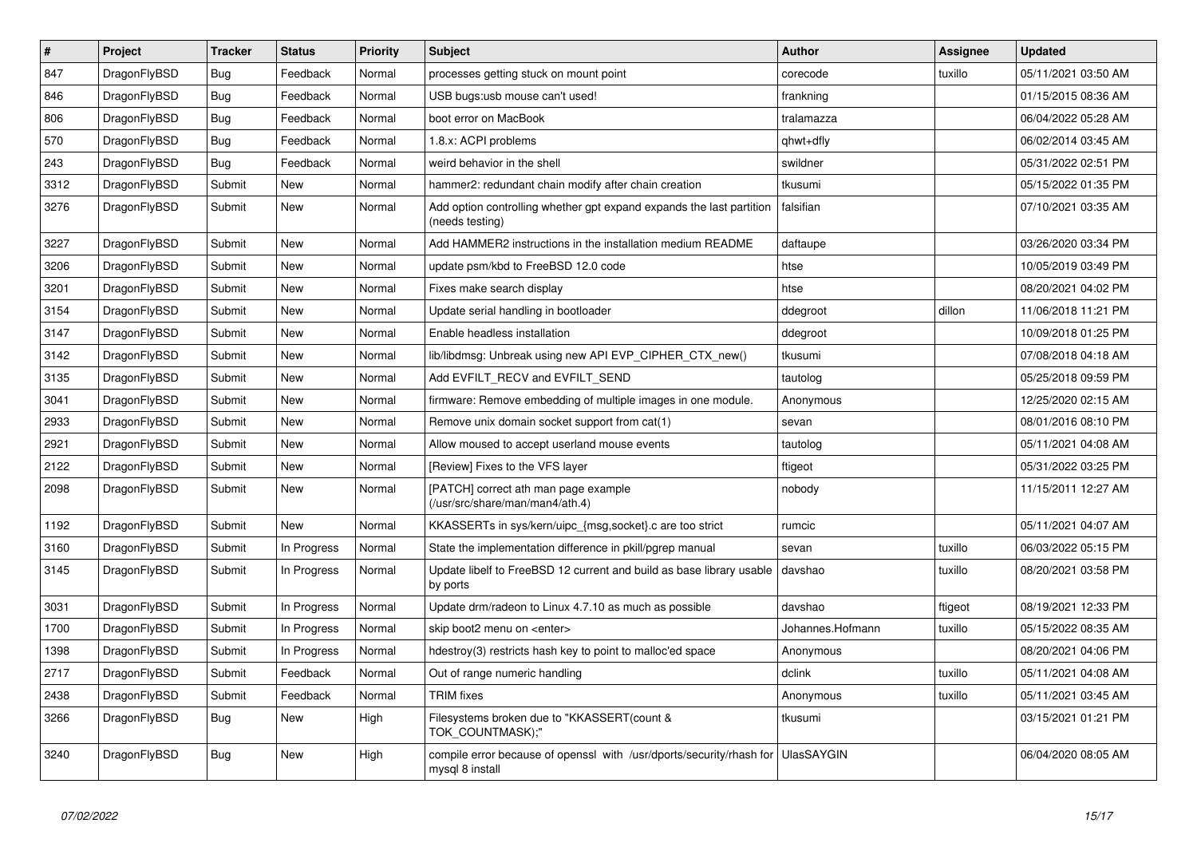| # | Project | Tracker | Status | Priority | Subject | Author | Assignee | Updated |
| --- | --- | --- | --- | --- | --- | --- | --- | --- |
| 847 | DragonFlyBSD | Bug | Feedback | Normal | processes getting stuck on mount point | corecode | tuxillo | 05/11/2021 03:50 AM |
| 846 | DragonFlyBSD | Bug | Feedback | Normal | USB bugs:usb mouse can't used! | frankning | | 01/15/2015 08:36 AM |
| 806 | DragonFlyBSD | Bug | Feedback | Normal | boot error on MacBook | tralamazza | | 06/04/2022 05:28 AM |
| 570 | DragonFlyBSD | Bug | Feedback | Normal | 1.8.x: ACPI problems | qhwt+dfly | | 06/02/2014 03:45 AM |
| 243 | DragonFlyBSD | Bug | Feedback | Normal | weird behavior in the shell | swildner | | 05/31/2022 02:51 PM |
| 3312 | DragonFlyBSD | Submit | New | Normal | hammer2: redundant chain modify after chain creation | tkusumi | | 05/15/2022 01:35 PM |
| 3276 | DragonFlyBSD | Submit | New | Normal | Add option controlling whether gpt expand expands the last partition (needs testing) | falsifian | | 07/10/2021 03:35 AM |
| 3227 | DragonFlyBSD | Submit | New | Normal | Add HAMMER2 instructions in the installation medium README | daftaupe | | 03/26/2020 03:34 PM |
| 3206 | DragonFlyBSD | Submit | New | Normal | update psm/kbd to FreeBSD 12.0 code | htse | | 10/05/2019 03:49 PM |
| 3201 | DragonFlyBSD | Submit | New | Normal | Fixes make search display | htse | | 08/20/2021 04:02 PM |
| 3154 | DragonFlyBSD | Submit | New | Normal | Update serial handling in bootloader | ddegroot | dillon | 11/06/2018 11:21 PM |
| 3147 | DragonFlyBSD | Submit | New | Normal | Enable headless installation | ddegroot | | 10/09/2018 01:25 PM |
| 3142 | DragonFlyBSD | Submit | New | Normal | lib/libdmsg: Unbreak using new API EVP_CIPHER_CTX_new() | tkusumi | | 07/08/2018 04:18 AM |
| 3135 | DragonFlyBSD | Submit | New | Normal | Add EVFILT_RECV and EVFILT_SEND | tautolog | | 05/25/2018 09:59 PM |
| 3041 | DragonFlyBSD | Submit | New | Normal | firmware: Remove embedding of multiple images in one module. | Anonymous | | 12/25/2020 02:15 AM |
| 2933 | DragonFlyBSD | Submit | New | Normal | Remove unix domain socket support from cat(1) | sevan | | 08/01/2016 08:10 PM |
| 2921 | DragonFlyBSD | Submit | New | Normal | Allow moused to accept userland mouse events | tautolog | | 05/11/2021 04:08 AM |
| 2122 | DragonFlyBSD | Submit | New | Normal | [Review] Fixes to the VFS layer | ftigeot | | 05/31/2022 03:25 PM |
| 2098 | DragonFlyBSD | Submit | New | Normal | [PATCH] correct ath man page example (/usr/src/share/man/man4/ath.4) | nobody | | 11/15/2011 12:27 AM |
| 1192 | DragonFlyBSD | Submit | New | Normal | KKASSERTs in sys/kern/uipc_{msg,socket}.c are too strict | rumcic | | 05/11/2021 04:07 AM |
| 3160 | DragonFlyBSD | Submit | In Progress | Normal | State the implementation difference in pkill/pgrep manual | sevan | tuxillo | 06/03/2022 05:15 PM |
| 3145 | DragonFlyBSD | Submit | In Progress | Normal | Update libelf to FreeBSD 12 current and build as base library usable by ports | davshao | tuxillo | 08/20/2021 03:58 PM |
| 3031 | DragonFlyBSD | Submit | In Progress | Normal | Update drm/radeon to Linux 4.7.10 as much as possible | davshao | ftigeot | 08/19/2021 12:33 PM |
| 1700 | DragonFlyBSD | Submit | In Progress | Normal | skip boot2 menu on <enter> | Johannes.Hofmann | tuxillo | 05/15/2022 08:35 AM |
| 1398 | DragonFlyBSD | Submit | In Progress | Normal | hdestroy(3) restricts hash key to point to malloc'ed space | Anonymous | | 08/20/2021 04:06 PM |
| 2717 | DragonFlyBSD | Submit | Feedback | Normal | Out of range numeric handling | dclink | tuxillo | 05/11/2021 04:08 AM |
| 2438 | DragonFlyBSD | Submit | Feedback | Normal | TRIM fixes | Anonymous | tuxillo | 05/11/2021 03:45 AM |
| 3266 | DragonFlyBSD | Bug | New | High | Filesystems broken due to "KKASSERT(count & TOK_COUNTMASK);" | tkusumi | | 03/15/2021 01:21 PM |
| 3240 | DragonFlyBSD | Bug | New | High | compile error because of openssl with /usr/dports/security/rhash for mysql 8 install | UlasSAYGIN | | 06/04/2020 08:05 AM |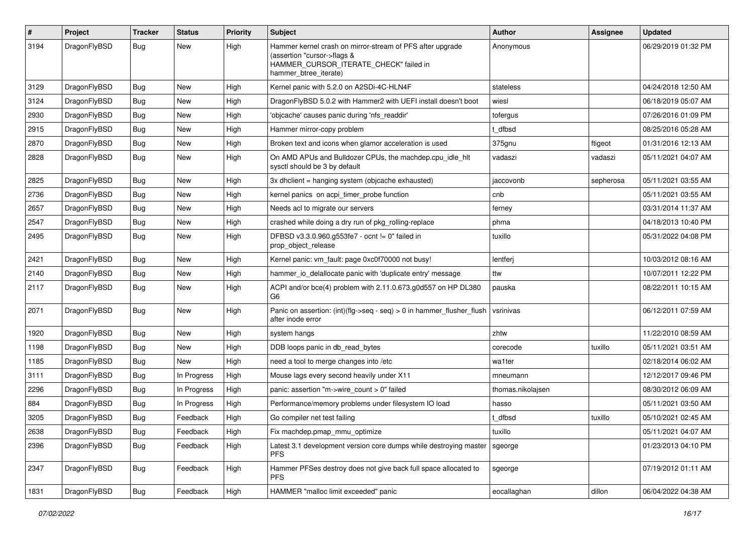| # | Project | Tracker | Status | Priority | Subject | Author | Assignee | Updated |
|---|---|---|---|---|---|---|---|---|
| 3194 | DragonFlyBSD | Bug | New | High | Hammer kernel crash on mirror-stream of PFS after upgrade (assertion "cursor->flags & HAMMER_CURSOR_ITERATE_CHECK" failed in hammer_btree_iterate) | Anonymous | | 06/29/2019 01:32 PM |
| 3129 | DragonFlyBSD | Bug | New | High | Kernel panic with 5.2.0 on A2SDi-4C-HLN4F | stateless | | 04/24/2018 12:50 AM |
| 3124 | DragonFlyBSD | Bug | New | High | DragonFlyBSD 5.0.2 with Hammer2 with UEFI install doesn't boot | wiesl | | 06/18/2019 05:07 AM |
| 2930 | DragonFlyBSD | Bug | New | High | 'objcache' causes panic during 'nfs_readdir' | tofergus | | 07/26/2016 01:09 PM |
| 2915 | DragonFlyBSD | Bug | New | High | Hammer mirror-copy problem | t_dfbsd | | 08/25/2016 05:28 AM |
| 2870 | DragonFlyBSD | Bug | New | High | Broken text and icons when glamor acceleration is used | 375gnu | ftigeot | 01/31/2016 12:13 AM |
| 2828 | DragonFlyBSD | Bug | New | High | On AMD APUs and Bulldozer CPUs, the machdep.cpu_idle_hlt sysctl should be 3 by default | vadaszi | vadaszi | 05/11/2021 04:07 AM |
| 2825 | DragonFlyBSD | Bug | New | High | 3x dhclient = hanging system (objcache exhausted) | jaccovonb | sepherosa | 05/11/2021 03:55 AM |
| 2736 | DragonFlyBSD | Bug | New | High | kernel panics on acpi_timer_probe function | cnb | | 05/11/2021 03:55 AM |
| 2657 | DragonFlyBSD | Bug | New | High | Needs acl to migrate our servers | ferney | | 03/31/2014 11:37 AM |
| 2547 | DragonFlyBSD | Bug | New | High | crashed while doing a dry run of pkg_rolling-replace | phma | | 04/18/2013 10:40 PM |
| 2495 | DragonFlyBSD | Bug | New | High | DFBSD v3.3.0.960.g553fe7 - ocnt != 0" failed in prop_object_release | tuxillo | | 05/31/2022 04:08 PM |
| 2421 | DragonFlyBSD | Bug | New | High | Kernel panic: vm_fault: page 0xc0f70000 not busy! | lentferj | | 10/03/2012 08:16 AM |
| 2140 | DragonFlyBSD | Bug | New | High | hammer_io_delallocate panic with 'duplicate entry' message | ttw | | 10/07/2011 12:22 PM |
| 2117 | DragonFlyBSD | Bug | New | High | ACPI and/or bce(4) problem with 2.11.0.673.g0d557 on HP DL380 G6 | pauska | | 08/22/2011 10:15 AM |
| 2071 | DragonFlyBSD | Bug | New | High | Panic on assertion: (int)(flg->seq - seq) > 0 in hammer_flusher_flush after inode error | vsrinivas | | 06/12/2011 07:59 AM |
| 1920 | DragonFlyBSD | Bug | New | High | system hangs | zhtw | | 11/22/2010 08:59 AM |
| 1198 | DragonFlyBSD | Bug | New | High | DDB loops panic in db_read_bytes | corecode | tuxillo | 05/11/2021 03:51 AM |
| 1185 | DragonFlyBSD | Bug | New | High | need a tool to merge changes into /etc | wa1ter | | 02/18/2014 06:02 AM |
| 3111 | DragonFlyBSD | Bug | In Progress | High | Mouse lags every second heavily under X11 | mneumann | | 12/12/2017 09:46 PM |
| 2296 | DragonFlyBSD | Bug | In Progress | High | panic: assertion "m->wire_count > 0" failed | thomas.nikolajsen | | 08/30/2012 06:09 AM |
| 884 | DragonFlyBSD | Bug | In Progress | High | Performance/memory problems under filesystem IO load | hasso | | 05/11/2021 03:50 AM |
| 3205 | DragonFlyBSD | Bug | Feedback | High | Go compiler net test failing | t_dfbsd | tuxillo | 05/10/2021 02:45 AM |
| 2638 | DragonFlyBSD | Bug | Feedback | High | Fix machdep.pmap_mmu_optimize | tuxillo | | 05/11/2021 04:07 AM |
| 2396 | DragonFlyBSD | Bug | Feedback | High | Latest 3.1 development version core dumps while destroying master PFS | sgeorge | | 01/23/2013 04:10 PM |
| 2347 | DragonFlyBSD | Bug | Feedback | High | Hammer PFSes destroy does not give back full space allocated to PFS | sgeorge | | 07/19/2012 01:11 AM |
| 1831 | DragonFlyBSD | Bug | Feedback | High | HAMMER "malloc limit exceeded" panic | eocallaghan | dillon | 06/04/2022 04:38 AM |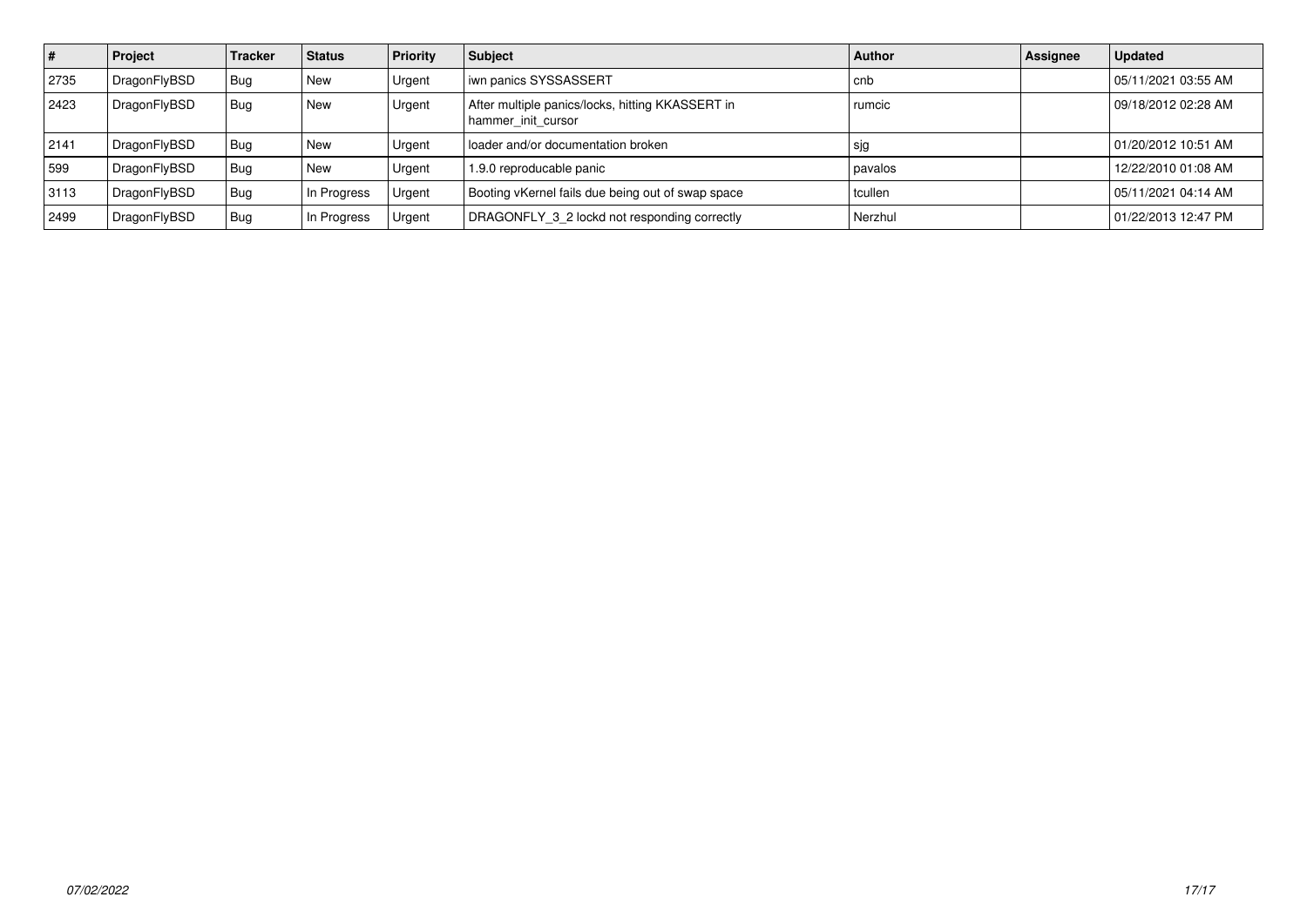| # | Project | Tracker | Status | Priority | Subject | Author | Assignee | Updated |
|---|---|---|---|---|---|---|---|---|
| 2735 | DragonFlyBSD | Bug | New | Urgent | iwn panics SYSSASSERT | cnb | | 05/11/2021 03:55 AM |
| 2423 | DragonFlyBSD | Bug | New | Urgent | After multiple panics/locks, hitting KKASSERT in hammer_init_cursor | rumcic | | 09/18/2012 02:28 AM |
| 2141 | DragonFlyBSD | Bug | New | Urgent | loader and/or documentation broken | sjg | | 01/20/2012 10:51 AM |
| 599 | DragonFlyBSD | Bug | New | Urgent | 1.9.0 reproducable panic | pavalos | | 12/22/2010 01:08 AM |
| 3113 | DragonFlyBSD | Bug | In Progress | Urgent | Booting vKernel fails due being out of swap space | tcullen | | 05/11/2021 04:14 AM |
| 2499 | DragonFlyBSD | Bug | In Progress | Urgent | DRAGONFLY_3_2 lockd not responding correctly | Nerzhul | | 01/22/2013 12:47 PM |

*07/02/2022*